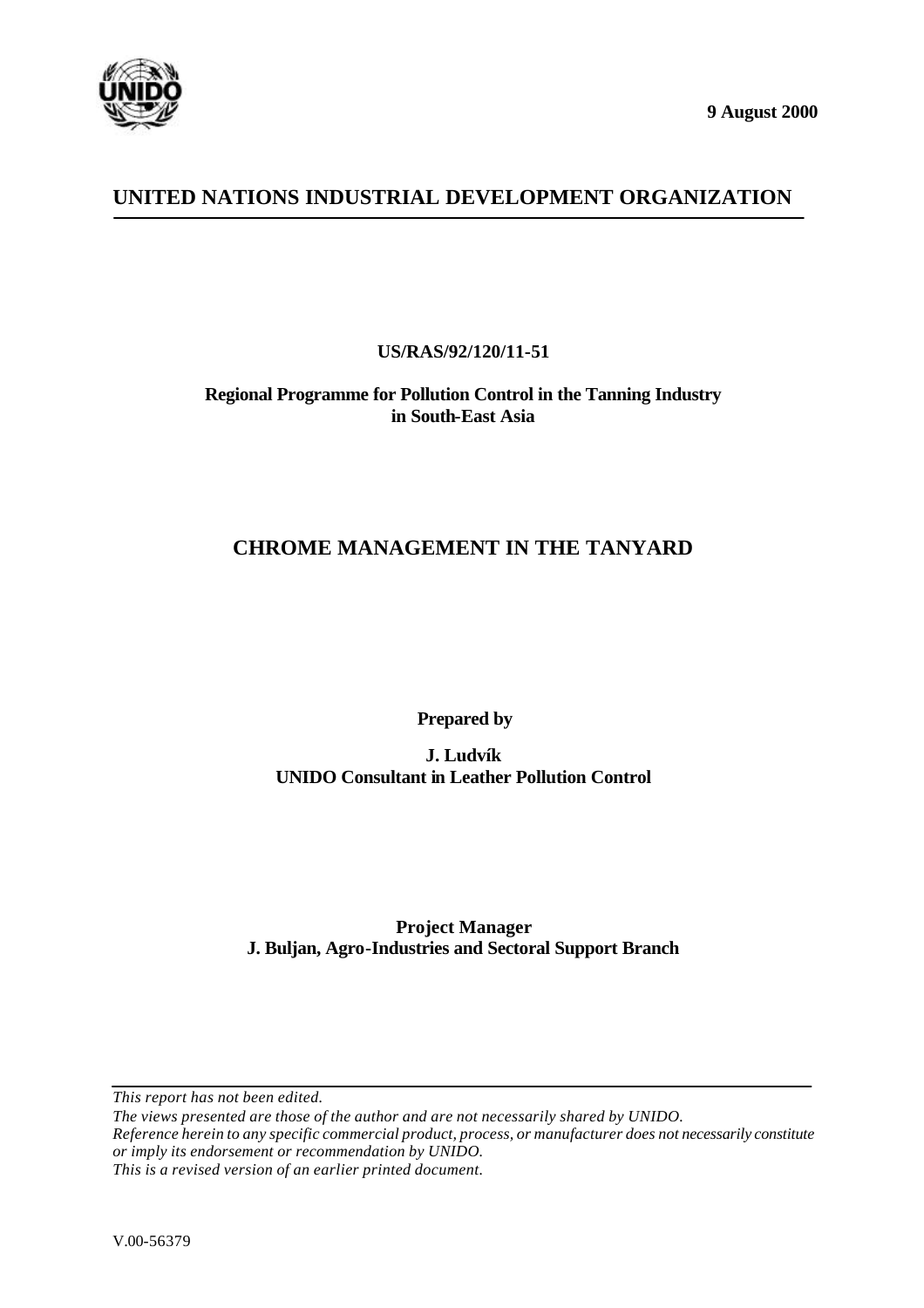9 August 2000

# UNITED NATIONS INDUSTRIAL DEVELOPMENT ORGANIZATION

**US/RAS/92/120/11-51**

**Regional Programme for Pollution Control in the Tanning Industry in South-East Asia**

## CHROME MANAGEMENT IN THE TANYARD

**Prepared by**

**J. Ludvík**
**UNIDO Consultant in Leather Pollution Control**

**Project Manager**
**J. Buljan, Agro-Industries and Sectoral Support Branch**

*This report has not been edited.*
*The views presented are those of the author and are not necessarily shared by UNIDO.*
*Reference herein to any specific commercial product, process, or manufacturer does not necessarily constitute or imply its endorsement or recommendation by UNIDO.*
*This is a revised version of an earlier printed document.*

V.00-56379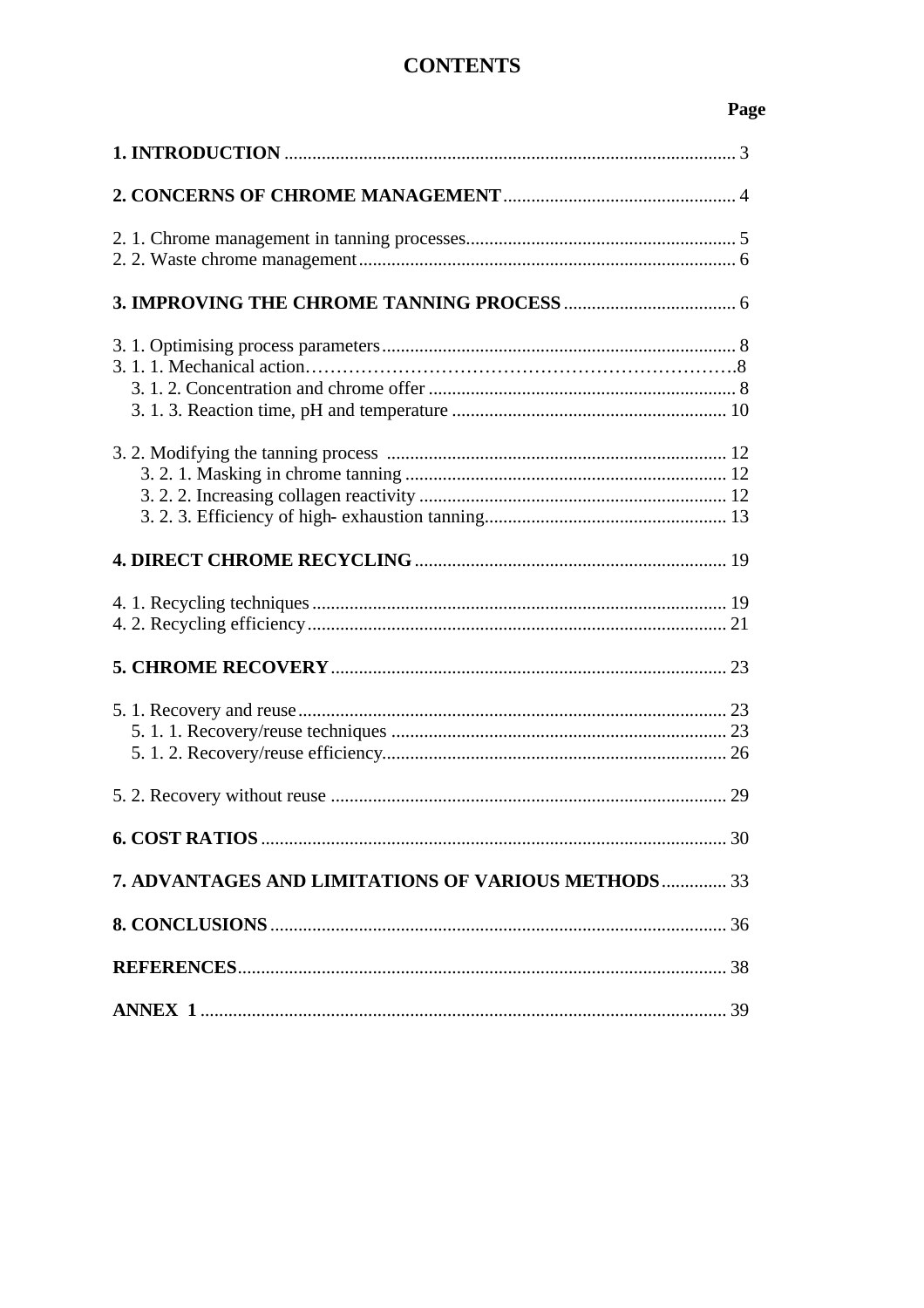# CONTENTS

| | Page |
|---|---|
| **1. INTRODUCTION** | 3 |
| **2. CONCERNS OF CHROME MANAGEMENT** | 4 |
| 2. 1. Chrome management in tanning processes | 5 |
| 2. 2. Waste chrome management | 6 |
| **3. IMPROVING THE CHROME TANNING PROCESS** | 6 |
| 3. 1. Optimising process parameters | 8 |
| 3. 1. 1. Mechanical action | 8 |
| 3. 1. 2. Concentration and chrome offer | 8 |
| 3. 1. 3. Reaction time, pH and temperature | 10 |
| 3. 2. Modifying the tanning process | 12 |
| 3. 2. 1. Masking in chrome tanning | 12 |
| 3. 2. 2. Increasing collagen reactivity | 12 |
| 3. 2. 3. Efficiency of high- exhaustion tanning | 13 |
| **4. DIRECT CHROME RECYCLING** | 19 |
| 4. 1. Recycling techniques | 19 |
| 4. 2. Recycling efficiency | 21 |
| **5. CHROME RECOVERY** | 23 |
| 5. 1. Recovery and reuse | 23 |
| 5. 1. 1. Recovery/reuse techniques | 23 |
| 5. 1. 2. Recovery/reuse efficiency | 26 |
| 5. 2. Recovery without reuse | 29 |
| **6. COST RATIOS** | 30 |
| **7. ADVANTAGES AND LIMITATIONS OF VARIOUS METHODS** | 33 |
| **8. CONCLUSIONS** | 36 |
| **REFERENCES** | 38 |
| **ANNEX 1** | 39 |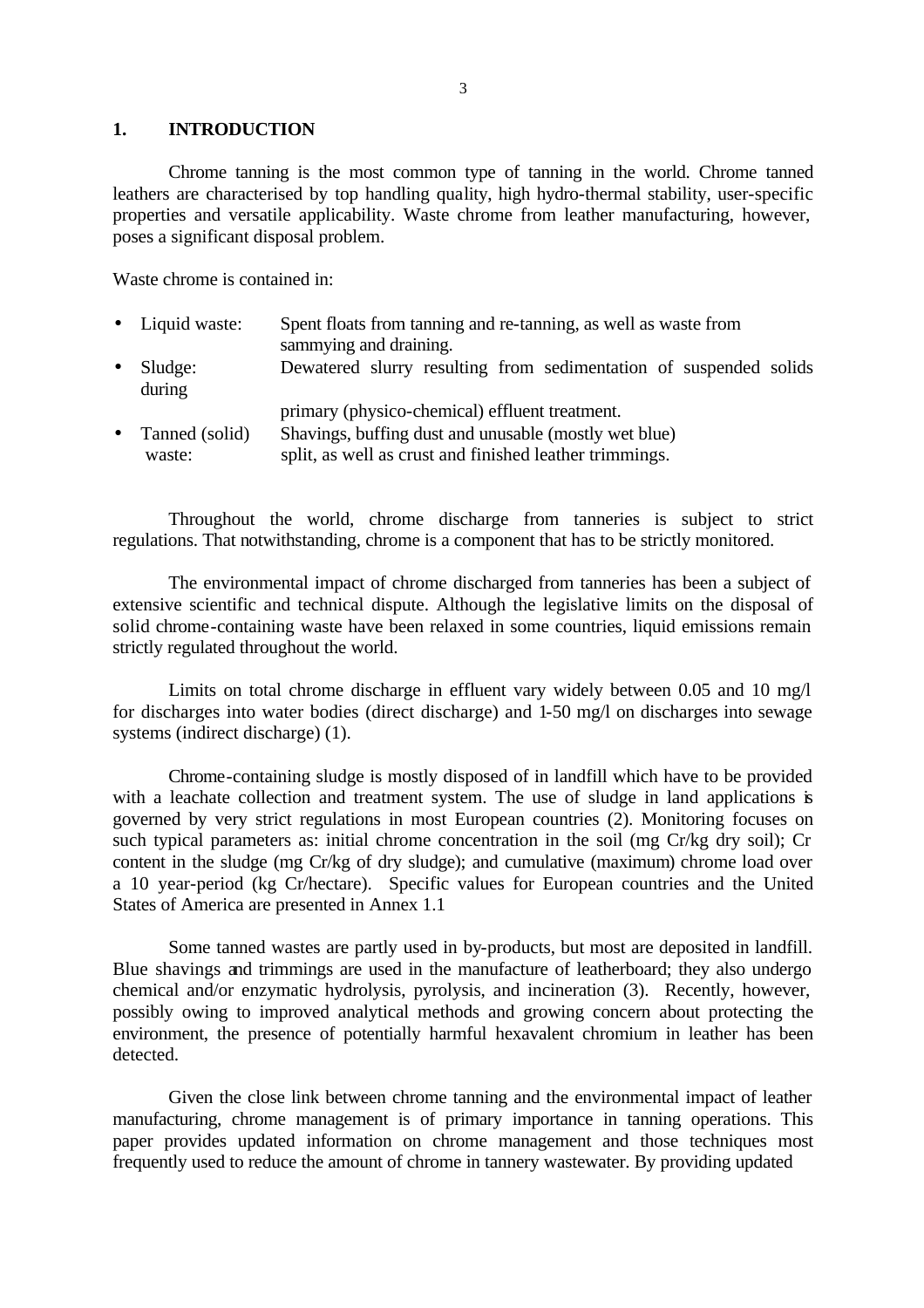## 1. INTRODUCTION

Chrome tanning is the most common type of tanning in the world. Chrome tanned leathers are characterised by top handling quality, high hydro-thermal stability, user-specific properties and versatile applicability. Waste chrome from leather manufacturing, however, poses a significant disposal problem.

Waste chrome is contained in:

- Liquid waste: Spent floats from tanning and re-tanning, as well as waste from sammying and draining.
- Sludge: Dewatered slurry resulting from sedimentation of suspended solids during primary (physico-chemical) effluent treatment.
- Tanned (solid) waste: Shavings, buffing dust and unusable (mostly wet blue) split, as well as crust and finished leather trimmings.

Throughout the world, chrome discharge from tanneries is subject to strict regulations. That notwithstanding, chrome is a component that has to be strictly monitored.

The environmental impact of chrome discharged from tanneries has been a subject of extensive scientific and technical dispute. Although the legislative limits on the disposal of solid chrome-containing waste have been relaxed in some countries, liquid emissions remain strictly regulated throughout the world.

Limits on total chrome discharge in effluent vary widely between 0.05 and 10 mg/l for discharges into water bodies (direct discharge) and 1-50 mg/l on discharges into sewage systems (indirect discharge) (1).

Chrome-containing sludge is mostly disposed of in landfill which have to be provided with a leachate collection and treatment system. The use of sludge in land applications is governed by very strict regulations in most European countries (2). Monitoring focuses on such typical parameters as: initial chrome concentration in the soil (mg Cr/kg dry soil); Cr content in the sludge (mg Cr/kg of dry sludge); and cumulative (maximum) chrome load over a 10 year-period (kg Cr/hectare). Specific values for European countries and the United States of America are presented in Annex 1.1

Some tanned wastes are partly used in by-products, but most are deposited in landfill. Blue shavings and trimmings are used in the manufacture of leatherboard; they also undergo chemical and/or enzymatic hydrolysis, pyrolysis, and incineration (3). Recently, however, possibly owing to improved analytical methods and growing concern about protecting the environment, the presence of potentially harmful hexavalent chromium in leather has been detected.

Given the close link between chrome tanning and the environmental impact of leather manufacturing, chrome management is of primary importance in tanning operations. This paper provides updated information on chrome management and those techniques most frequently used to reduce the amount of chrome in tannery wastewater. By providing updated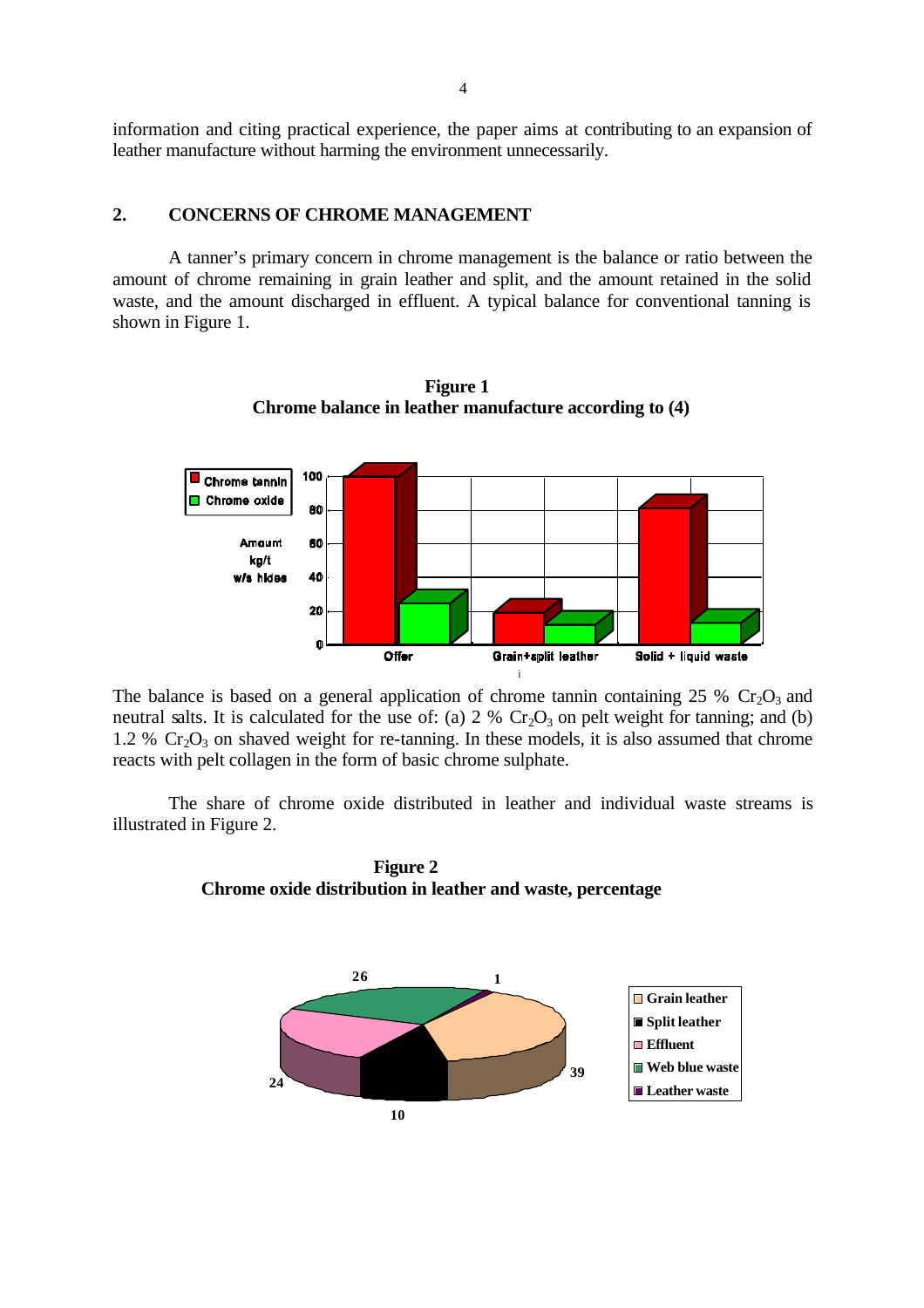information and citing practical experience, the paper aims at contributing to an expansion of leather manufacture without harming the environment unnecessarily.

## 2. CONCERNS OF CHROME MANAGEMENT

A tanner's primary concern in chrome management is the balance or ratio between the amount of chrome remaining in grain leather and split, and the amount retained in the solid waste, and the amount discharged in effluent. A typical balance for conventional tanning is shown in Figure 1.

**Figure 1**
**Chrome balance in leather manufacture according to (4)**

The balance is based on a general application of chrome tannin containing 25 % $Cr_2O_3$ and neutral salts. It is calculated for the use of: (a) 2 % $Cr_2O_3$ on pelt weight for tanning; and (b) 1.2 % $Cr_2O_3$ on shaved weight for re-tanning. In these models, it is also assumed that chrome reacts with pelt collagen in the form of basic chrome sulphate.

The share of chrome oxide distributed in leather and individual waste streams is illustrated in Figure 2.

**Figure 2**
**Chrome oxide distribution in leather and waste, percentage**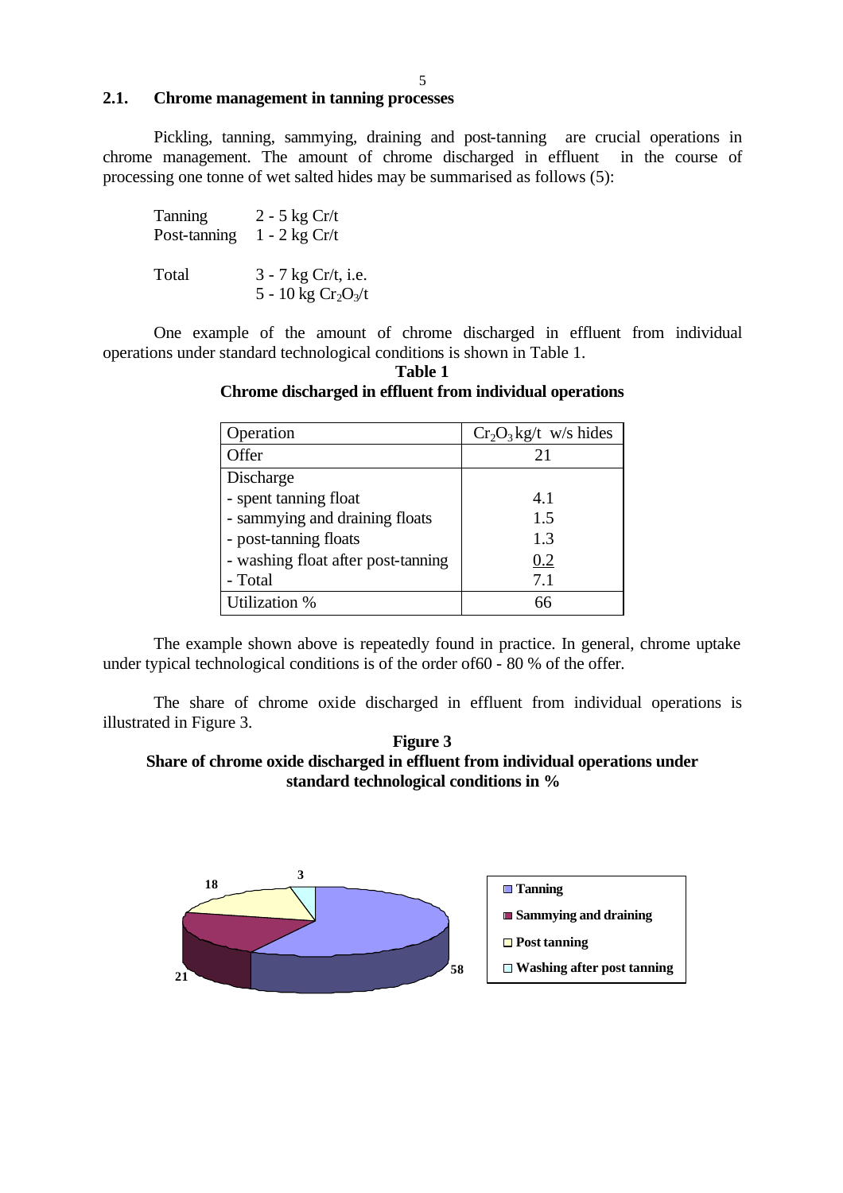## 2.1. Chrome management in tanning processes

Pickling, tanning, sammying, draining and post-tanning are crucial operations in chrome management. The amount of chrome discharged in effluent in the course of processing one tonne of wet salted hides may be summarised as follows (5):

| | |
|---|---|
| Tanning | 2 - 5 kg Cr/t |
| Post-tanning | 1 - 2 kg Cr/t |
| Total | 3 - 7 kg Cr/t, i.e. |
| | 5 - 10 kg $Cr_2O_3$/t |

One example of the amount of chrome discharged in effluent from individual operations under standard technological conditions is shown in Table 1.

**Table 1**
**Chrome discharged in effluent from individual operations**

| Operation | $Cr_2O_3$ kg/t w/s hides |
|---|---|
| Offer | 21 |
| Discharge | |
| - spent tanning float | 4.1 |
| - sammying and draining floats | 1.5 |
| - post-tanning floats | 1.3 |
| - washing float after post-tanning | 0.2 |
| - Total | 7.1 |
| Utilization % | 66 |

The example shown above is repeatedly found in practice. In general, chrome uptake under typical technological conditions is of the order of60 - 80 % of the offer.

The share of chrome oxide discharged in effluent from individual operations is illustrated in Figure 3.

**Figure 3**
**Share of chrome oxide discharged in effluent from individual operations under standard technological conditions in %**

| Operation | % |
|---|---|
| Tanning | 58 |
| Sammying and draining | 21 |
| Post tanning | 18 |
| Washing after post tanning | 3 |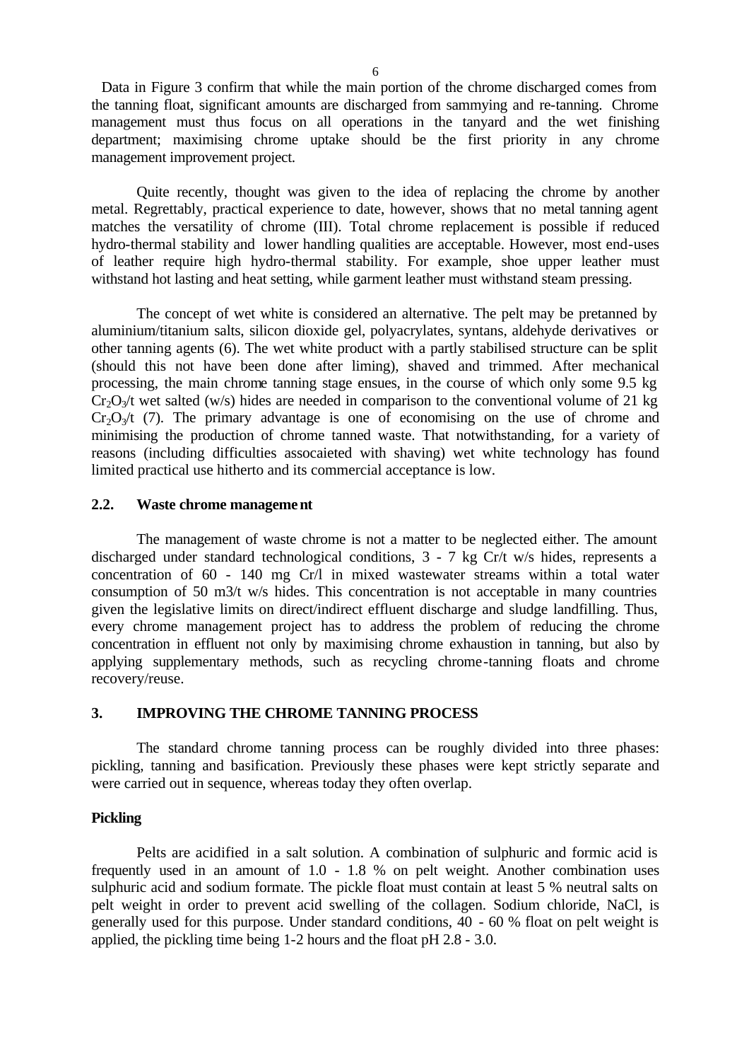Data in Figure 3 confirm that while the main portion of the chrome discharged comes from the tanning float, significant amounts are discharged from sammying and re-tanning. Chrome management must thus focus on all operations in the tanyard and the wet finishing department; maximising chrome uptake should be the first priority in any chrome management improvement project.

Quite recently, thought was given to the idea of replacing the chrome by another metal. Regrettably, practical experience to date, however, shows that no metal tanning agent matches the versatility of chrome (III). Total chrome replacement is possible if reduced hydro-thermal stability and lower handling qualities are acceptable. However, most end-uses of leather require high hydro-thermal stability. For example, shoe upper leather must withstand hot lasting and heat setting, while garment leather must withstand steam pressing.

The concept of wet white is considered an alternative. The pelt may be pretanned by aluminium/titanium salts, silicon dioxide gel, polyacrylates, syntans, aldehyde derivatives or other tanning agents (6). The wet white product with a partly stabilised structure can be split (should this not have been done after liming), shaved and trimmed. After mechanical processing, the main chrome tanning stage ensues, in the course of which only some 9.5 kg $Cr_2O_3$/t wet salted (w/s) hides are needed in comparison to the conventional volume of 21 kg $Cr_2O_3$/t (7). The primary advantage is one of economising on the use of chrome and minimising the production of chrome tanned waste. That notwithstanding, for a variety of reasons (including difficulties assocaieted with shaving) wet white technology has found limited practical use hitherto and its commercial acceptance is low.

## 2.2. Waste chrome management

The management of waste chrome is not a matter to be neglected either. The amount discharged under standard technological conditions, 3 - 7 kg Cr/t w/s hides, represents a concentration of 60 - 140 mg Cr/l in mixed wastewater streams within a total water consumption of 50 m3/t w/s hides. This concentration is not acceptable in many countries given the legislative limits on direct/indirect effluent discharge and sludge landfilling. Thus, every chrome management project has to address the problem of reducing the chrome concentration in effluent not only by maximising chrome exhaustion in tanning, but also by applying supplementary methods, such as recycling chrome-tanning floats and chrome recovery/reuse.

# 3. IMPROVING THE CHROME TANNING PROCESS

The standard chrome tanning process can be roughly divided into three phases: pickling, tanning and basification. Previously these phases were kept strictly separate and were carried out in sequence, whereas today they often overlap.

**Pickling**

Pelts are acidified in a salt solution. A combination of sulphuric and formic acid is frequently used in an amount of 1.0 - 1.8 % on pelt weight. Another combination uses sulphuric acid and sodium formate. The pickle float must contain at least 5 % neutral salts on pelt weight in order to prevent acid swelling of the collagen. Sodium chloride, NaCl, is generally used for this purpose. Under standard conditions, 40 - 60 % float on pelt weight is applied, the pickling time being 1-2 hours and the float pH 2.8 - 3.0.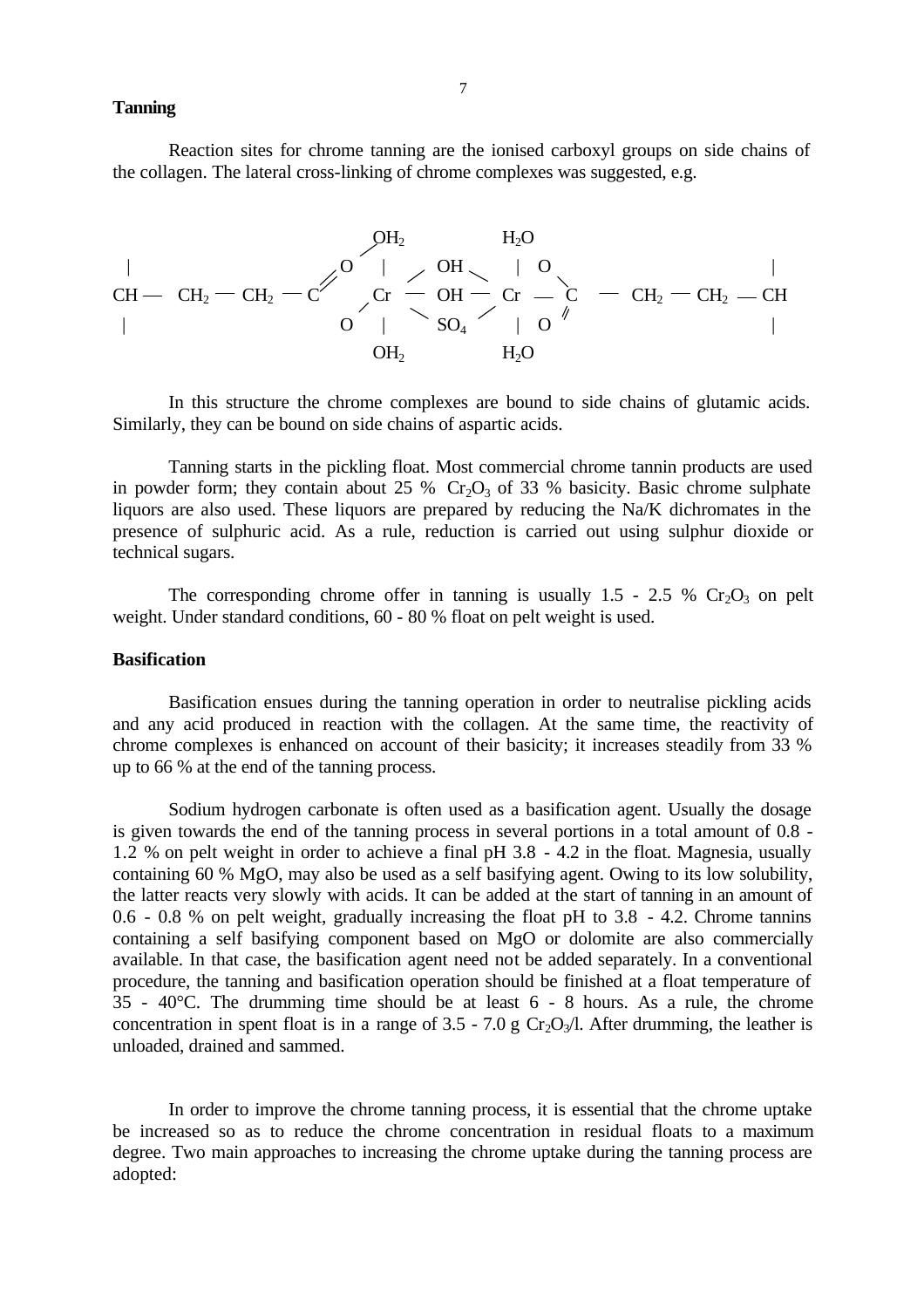**Tanning**

Reaction sites for chrome tanning are the ionised carboxyl groups on side chains of the collagen. The lateral cross-linking of chrome complexes was suggested, e.g.

```
                                    OH2              H2O
 |                              O    |      OH        |   O                              |
CH —  CH2 — CH2 — C                 Cr  —  OH  —  Cr  —  C   —  CH2 — CH2 — CH
 |                              O    |      SO4       |   O                              |
                                    OH2              H2O
```

In this structure the chrome complexes are bound to side chains of glutamic acids. Similarly, they can be bound on side chains of aspartic acids.

Tanning starts in the pickling float. Most commercial chrome tannin products are used in powder form; they contain about 25 % $Cr_2O_3$ of 33 % basicity. Basic chrome sulphate liquors are also used. These liquors are prepared by reducing the Na/K dichromates in the presence of sulphuric acid. As a rule, reduction is carried out using sulphur dioxide or technical sugars.

The corresponding chrome offer in tanning is usually 1.5 - 2.5 % $Cr_2O_3$ on pelt weight. Under standard conditions, 60 - 80 % float on pelt weight is used.

**Basification**

Basification ensues during the tanning operation in order to neutralise pickling acids and any acid produced in reaction with the collagen. At the same time, the reactivity of chrome complexes is enhanced on account of their basicity; it increases steadily from 33 % up to 66 % at the end of the tanning process.

Sodium hydrogen carbonate is often used as a basification agent. Usually the dosage is given towards the end of the tanning process in several portions in a total amount of 0.8 - 1.2 % on pelt weight in order to achieve a final pH 3.8 - 4.2 in the float. Magnesia, usually containing 60 % MgO, may also be used as a self basifying agent. Owing to its low solubility, the latter reacts very slowly with acids. It can be added at the start of tanning in an amount of 0.6 - 0.8 % on pelt weight, gradually increasing the float pH to 3.8 - 4.2. Chrome tannins containing a self basifying component based on MgO or dolomite are also commercially available. In that case, the basification agent need not be added separately. In a conventional procedure, the tanning and basification operation should be finished at a float temperature of 35 - 40°C. The drumming time should be at least 6 - 8 hours. As a rule, the chrome concentration in spent float is in a range of 3.5 - 7.0 g $Cr_2O_3$/l. After drumming, the leather is unloaded, drained and sammed.

In order to improve the chrome tanning process, it is essential that the chrome uptake be increased so as to reduce the chrome concentration in residual floats to a maximum degree. Two main approaches to increasing the chrome uptake during the tanning process are adopted: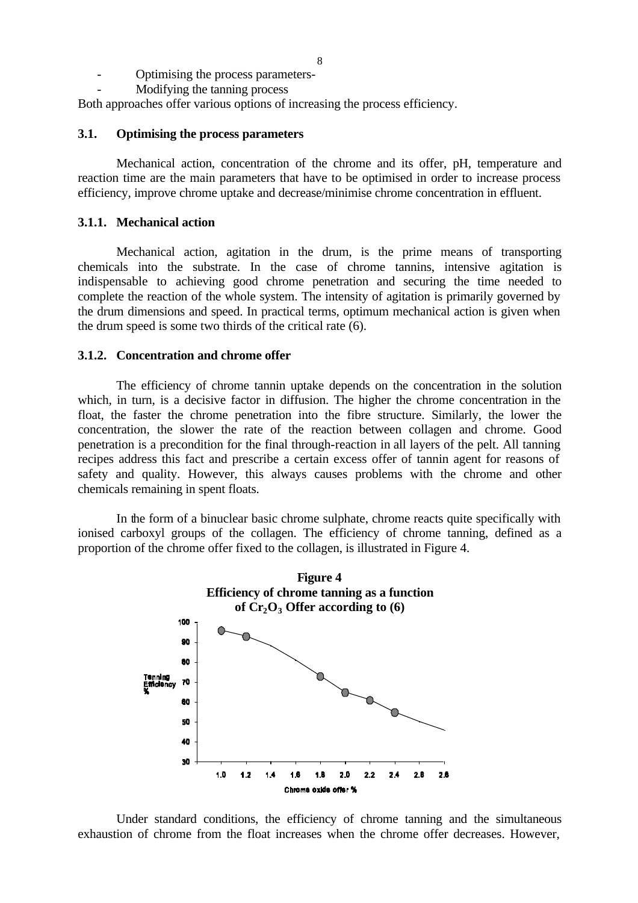- Optimising the process parameters-
- Modifying the tanning process

Both approaches offer various options of increasing the process efficiency.

### 3.1. Optimising the process parameters

Mechanical action, concentration of the chrome and its offer, pH, temperature and reaction time are the main parameters that have to be optimised in order to increase process efficiency, improve chrome uptake and decrease/minimise chrome concentration in effluent.

#### 3.1.1. Mechanical action

Mechanical action, agitation in the drum, is the prime means of transporting chemicals into the substrate. In the case of chrome tannins, intensive agitation is indispensable to achieving good chrome penetration and securing the time needed to complete the reaction of the whole system. The intensity of agitation is primarily governed by the drum dimensions and speed. In practical terms, optimum mechanical action is given when the drum speed is some two thirds of the critical rate (6).

#### 3.1.2. Concentration and chrome offer

The efficiency of chrome tannin uptake depends on the concentration in the solution which, in turn, is a decisive factor in diffusion. The higher the chrome concentration in the float, the faster the chrome penetration into the fibre structure. Similarly, the lower the concentration, the slower the rate of the reaction between collagen and chrome. Good penetration is a precondition for the final through-reaction in all layers of the pelt. All tanning recipes address this fact and prescribe a certain excess offer of tannin agent for reasons of safety and quality. However, this always causes problems with the chrome and other chemicals remaining in spent floats.

In the form of a binuclear basic chrome sulphate, chrome reacts quite specifically with ionised carboxyl groups of the collagen. The efficiency of chrome tanning, defined as a proportion of the chrome offer fixed to the collagen, is illustrated in Figure 4.

**Figure 4**
**Efficiency of chrome tanning as a function of $Cr_2O_3$ Offer according to (6)**

Under standard conditions, the efficiency of chrome tanning and the simultaneous exhaustion of chrome from the float increases when the chrome offer decreases. However,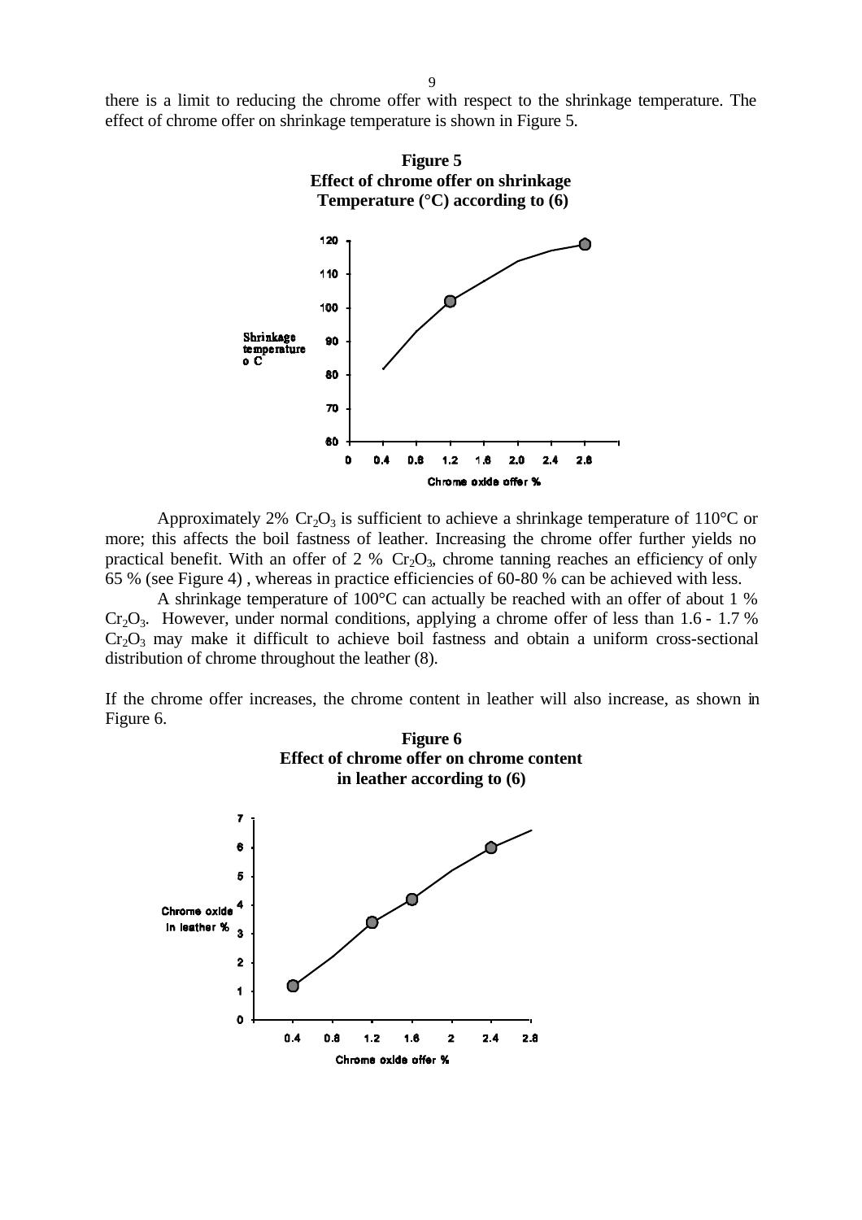there is a limit to reducing the chrome offer with respect to the shrinkage temperature. The effect of chrome offer on shrinkage temperature is shown in Figure 5.

**Figure 5**
**Effect of chrome offer on shrinkage Temperature (°C) according to (6)**

Approximately 2% $Cr_2O_3$ is sufficient to achieve a shrinkage temperature of 110°C or more; this affects the boil fastness of leather. Increasing the chrome offer further yields no practical benefit. With an offer of 2 % $Cr_2O_3$, chrome tanning reaches an efficiency of only 65 % (see Figure 4) , whereas in practice efficiencies of 60-80 % can be achieved with less.

A shrinkage temperature of 100°C can actually be reached with an offer of about 1 % $Cr_2O_3$. However, under normal conditions, applying a chrome offer of less than 1.6 - 1.7 % $Cr_2O_3$ may make it difficult to achieve boil fastness and obtain a uniform cross-sectional distribution of chrome throughout the leather (8).

If the chrome offer increases, the chrome content in leather will also increase, as shown in Figure 6.

**Figure 6**
**Effect of chrome offer on chrome content in leather according to (6)**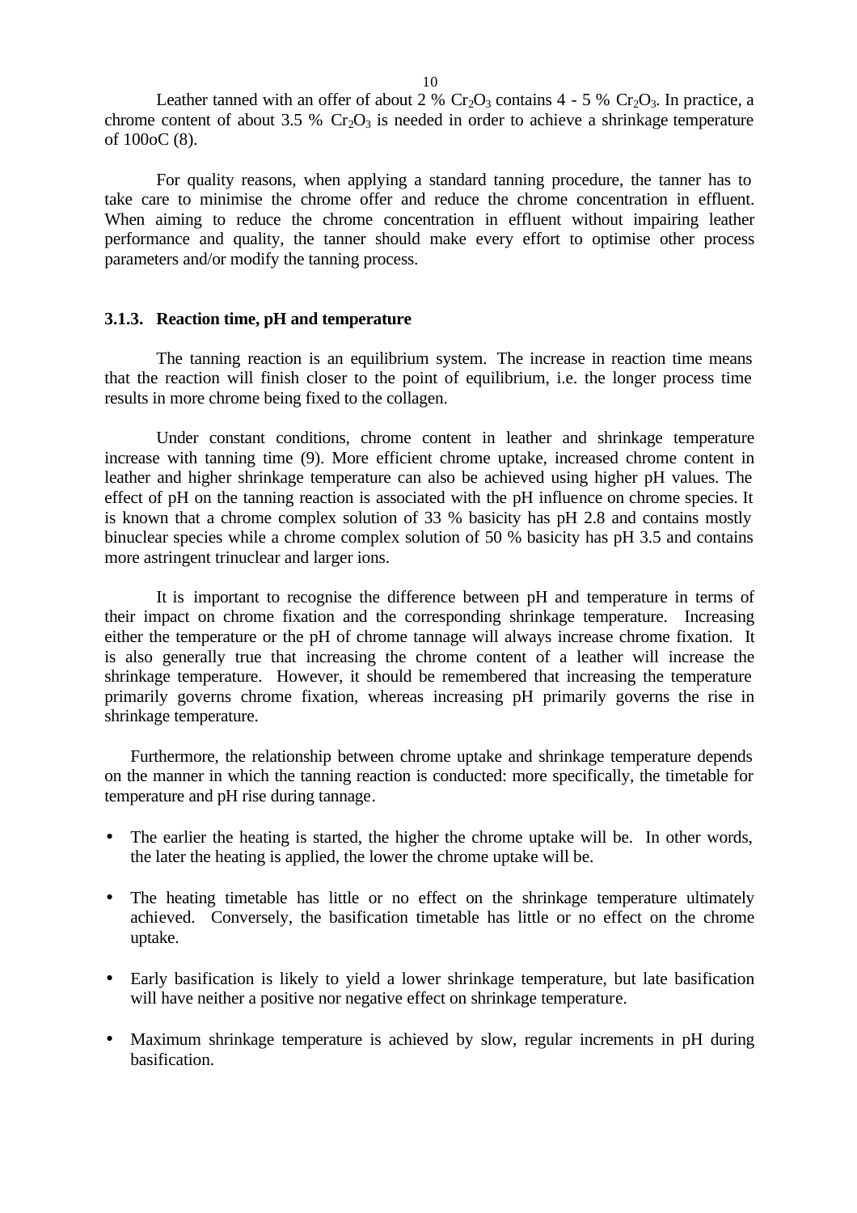Leather tanned with an offer of about 2 % $Cr_2O_3$ contains 4 - 5 % $Cr_2O_3$. In practice, a chrome content of about 3.5 % $Cr_2O_3$ is needed in order to achieve a shrinkage temperature of 100oC (8).

For quality reasons, when applying a standard tanning procedure, the tanner has to take care to minimise the chrome offer and reduce the chrome concentration in effluent. When aiming to reduce the chrome concentration in effluent without impairing leather performance and quality, the tanner should make every effort to optimise other process parameters and/or modify the tanning process.

### 3.1.3. Reaction time, pH and temperature

The tanning reaction is an equilibrium system. The increase in reaction time means that the reaction will finish closer to the point of equilibrium, i.e. the longer process time results in more chrome being fixed to the collagen.

Under constant conditions, chrome content in leather and shrinkage temperature increase with tanning time (9). More efficient chrome uptake, increased chrome content in leather and higher shrinkage temperature can also be achieved using higher pH values. The effect of pH on the tanning reaction is associated with the pH influence on chrome species. It is known that a chrome complex solution of 33 % basicity has pH 2.8 and contains mostly binuclear species while a chrome complex solution of 50 % basicity has pH 3.5 and contains more astringent trinuclear and larger ions.

It is important to recognise the difference between pH and temperature in terms of their impact on chrome fixation and the corresponding shrinkage temperature. Increasing either the temperature or the pH of chrome tannage will always increase chrome fixation. It is also generally true that increasing the chrome content of a leather will increase the shrinkage temperature. However, it should be remembered that increasing the temperature primarily governs chrome fixation, whereas increasing pH primarily governs the rise in shrinkage temperature.

Furthermore, the relationship between chrome uptake and shrinkage temperature depends on the manner in which the tanning reaction is conducted: more specifically, the timetable for temperature and pH rise during tannage.

- The earlier the heating is started, the higher the chrome uptake will be. In other words, the later the heating is applied, the lower the chrome uptake will be.
- The heating timetable has little or no effect on the shrinkage temperature ultimately achieved. Conversely, the basification timetable has little or no effect on the chrome uptake.
- Early basification is likely to yield a lower shrinkage temperature, but late basification will have neither a positive nor negative effect on shrinkage temperature.
- Maximum shrinkage temperature is achieved by slow, regular increments in pH during basification.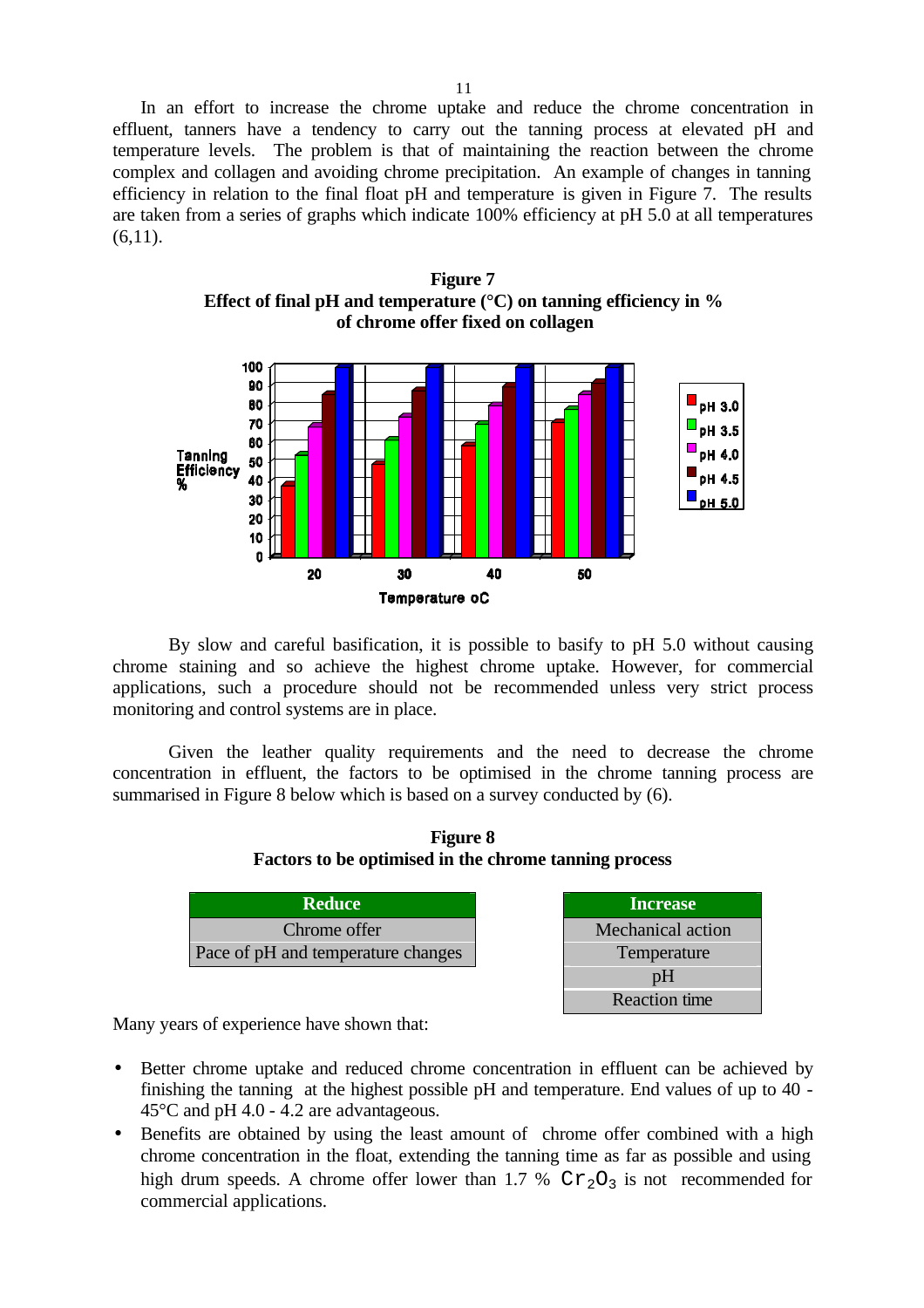In an effort to increase the chrome uptake and reduce the chrome concentration in effluent, tanners have a tendency to carry out the tanning process at elevated pH and temperature levels. The problem is that of maintaining the reaction between the chrome complex and collagen and avoiding chrome precipitation. An example of changes in tanning efficiency in relation to the final float pH and temperature is given in Figure 7. The results are taken from a series of graphs which indicate 100% efficiency at pH 5.0 at all temperatures (6,11).

**Figure 7**
**Effect of final pH and temperature (°C) on tanning efficiency in % of chrome offer fixed on collagen**

By slow and careful basification, it is possible to basify to pH 5.0 without causing chrome staining and so achieve the highest chrome uptake. However, for commercial applications, such a procedure should not be recommended unless very strict process monitoring and control systems are in place.

Given the leather quality requirements and the need to decrease the chrome concentration in effluent, the factors to be optimised in the chrome tanning process are summarised in Figure 8 below which is based on a survey conducted by (6).

**Figure 8**
**Factors to be optimised in the chrome tanning process**

| Reduce |
|---|
| Chrome offer |
| Pace of pH and temperature changes |

| Increase |
|---|
| Mechanical action |
| Temperature |
| pH |
| Reaction time |

Many years of experience have shown that:

- Better chrome uptake and reduced chrome concentration in effluent can be achieved by finishing the tanning at the highest possible pH and temperature. End values of up to 40 - 45°C and pH 4.0 - 4.2 are advantageous.
- Benefits are obtained by using the least amount of chrome offer combined with a high chrome concentration in the float, extending the tanning time as far as possible and using high drum speeds. A chrome offer lower than 1.7 % $Cr_2O_3$ is not recommended for commercial applications.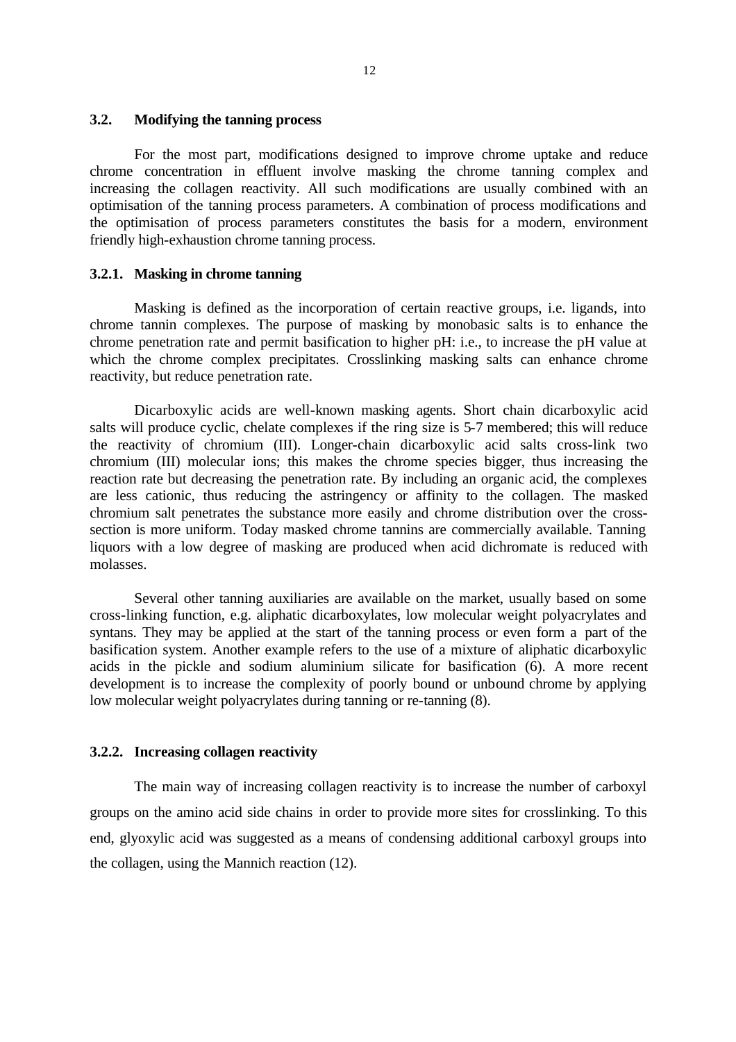## 3.2. Modifying the tanning process

For the most part, modifications designed to improve chrome uptake and reduce chrome concentration in effluent involve masking the chrome tanning complex and increasing the collagen reactivity. All such modifications are usually combined with an optimisation of the tanning process parameters. A combination of process modifications and the optimisation of process parameters constitutes the basis for a modern, environment friendly high-exhaustion chrome tanning process.

### 3.2.1. Masking in chrome tanning

Masking is defined as the incorporation of certain reactive groups, i.e. ligands, into chrome tannin complexes. The purpose of masking by monobasic salts is to enhance the chrome penetration rate and permit basification to higher pH: i.e., to increase the pH value at which the chrome complex precipitates. Crosslinking masking salts can enhance chrome reactivity, but reduce penetration rate.

Dicarboxylic acids are well-known masking agents. Short chain dicarboxylic acid salts will produce cyclic, chelate complexes if the ring size is 5-7 membered; this will reduce the reactivity of chromium (III). Longer-chain dicarboxylic acid salts cross-link two chromium (III) molecular ions; this makes the chrome species bigger, thus increasing the reaction rate but decreasing the penetration rate. By including an organic acid, the complexes are less cationic, thus reducing the astringency or affinity to the collagen. The masked chromium salt penetrates the substance more easily and chrome distribution over the cross-section is more uniform. Today masked chrome tannins are commercially available. Tanning liquors with a low degree of masking are produced when acid dichromate is reduced with molasses.

Several other tanning auxiliaries are available on the market, usually based on some cross-linking function, e.g. aliphatic dicarboxylates, low molecular weight polyacrylates and syntans. They may be applied at the start of the tanning process or even form a part of the basification system. Another example refers to the use of a mixture of aliphatic dicarboxylic acids in the pickle and sodium aluminium silicate for basification (6). A more recent development is to increase the complexity of poorly bound or unbound chrome by applying low molecular weight polyacrylates during tanning or re-tanning (8).

### 3.2.2. Increasing collagen reactivity

The main way of increasing collagen reactivity is to increase the number of carboxyl groups on the amino acid side chains in order to provide more sites for crosslinking. To this end, glyoxylic acid was suggested as a means of condensing additional carboxyl groups into the collagen, using the Mannich reaction (12).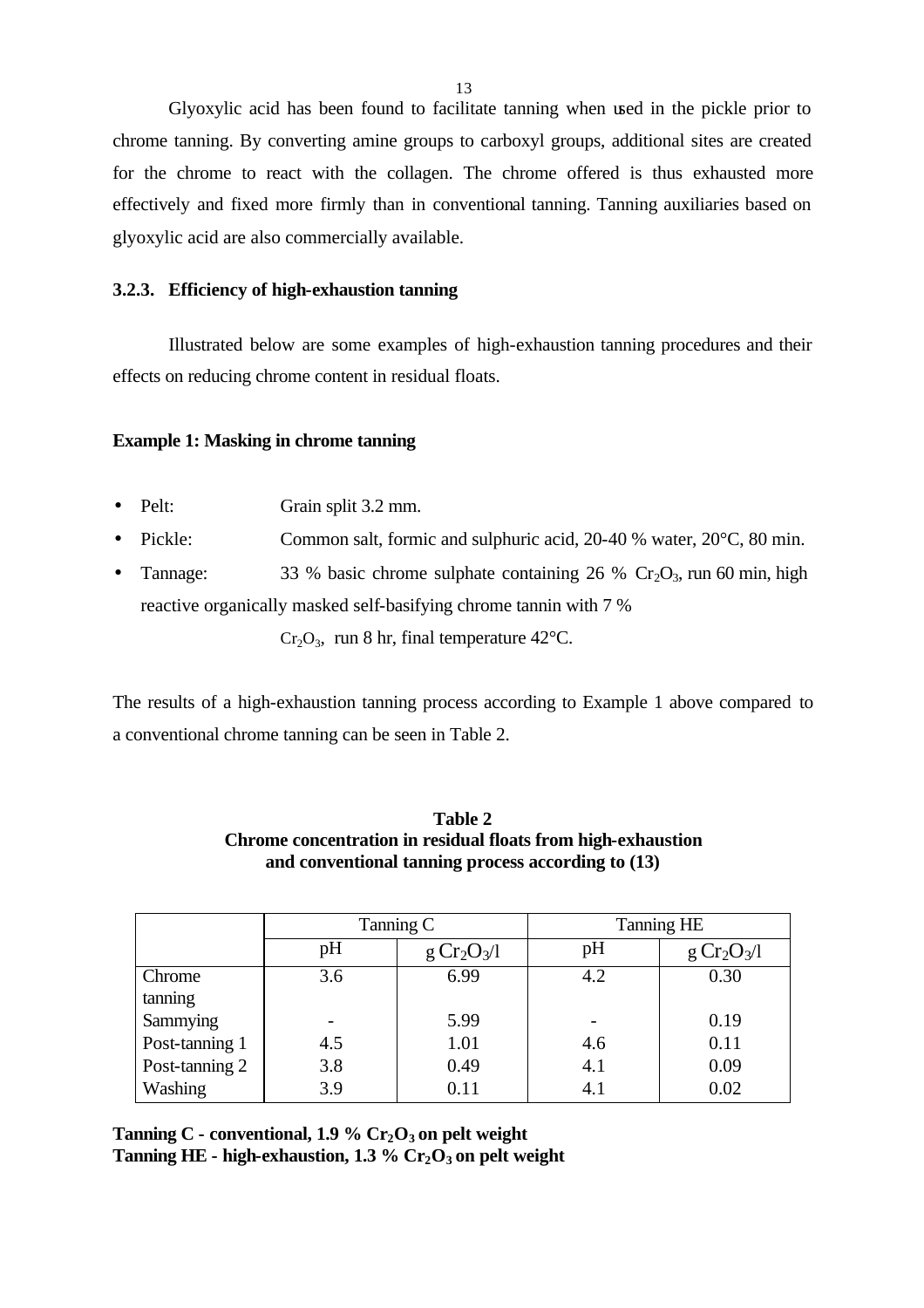Glyoxylic acid has been found to facilitate tanning when used in the pickle prior to chrome tanning. By converting amine groups to carboxyl groups, additional sites are created for the chrome to react with the collagen. The chrome offered is thus exhausted more effectively and fixed more firmly than in conventional tanning. Tanning auxiliaries based on glyoxylic acid are also commercially available.

### 3.2.3. Efficiency of high-exhaustion tanning

Illustrated below are some examples of high-exhaustion tanning procedures and their effects on reducing chrome content in residual floats.

**Example 1: Masking in chrome tanning**

- Pelt: Grain split 3.2 mm.
- Pickle: Common salt, formic and sulphuric acid, 20-40 % water, 20°C, 80 min.
- Tannage: 33 % basic chrome sulphate containing 26 % $Cr_2O_3$, run 60 min, high reactive organically masked self-basifying chrome tannin with 7 % $Cr_2O_3$, run 8 hr, final temperature 42°C.

The results of a high-exhaustion tanning process according to Example 1 above compared to a conventional chrome tanning can be seen in Table 2.

**Table 2**
**Chrome concentration in residual floats from high-exhaustion and conventional tanning process according to (13)**

| | Tanning C | | Tanning HE | |
|---|---|---|---|---|
| | pH | g $Cr_2O_3$/l | pH | g $Cr_2O_3$/l |
| Chrome tanning | 3.6 | 6.99 | 4.2 | 0.30 |
| Sammying | - | 5.99 | - | 0.19 |
| Post-tanning 1 | 4.5 | 1.01 | 4.6 | 0.11 |
| Post-tanning 2 | 3.8 | 0.49 | 4.1 | 0.09 |
| Washing | 3.9 | 0.11 | 4.1 | 0.02 |

**Tanning C - conventional, 1.9 % $Cr_2O_3$ on pelt weight**
**Tanning HE - high-exhaustion, 1.3 % $Cr_2O_3$ on pelt weight**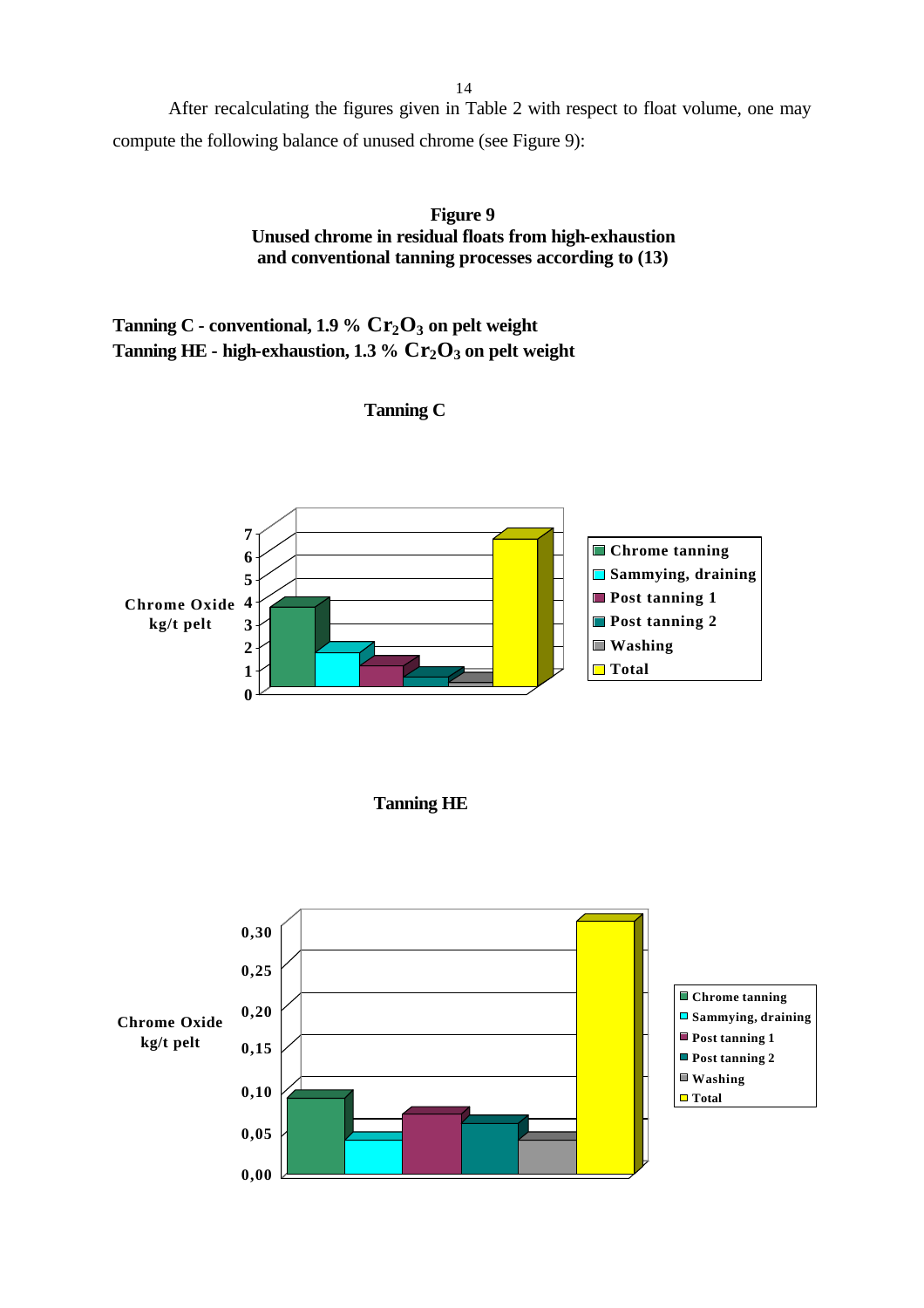After recalculating the figures given in Table 2 with respect to float volume, one may compute the following balance of unused chrome (see Figure 9):

**Figure 9**
**Unused chrome in residual floats from high-exhaustion and conventional tanning processes according to (13)**

**Tanning C - conventional, 1.9 % $Cr_2O_3$ on pelt weight**
**Tanning HE - high-exhaustion, 1.3 % $Cr_2O_3$ on pelt weight**

**Tanning C**

Chrome Oxide kg/t pelt

0 1 2 3 4 5 6 7

Chrome tanning
Sammying, draining
Post tanning 1
Post tanning 2
Washing
Total

**Tanning HE**

Chrome Oxide kg/t pelt

0,00 0,05 0,10 0,15 0,20 0,25 0,30

Chrome tanning
Sammying, draining
Post tanning 1
Post tanning 2
Washing
Total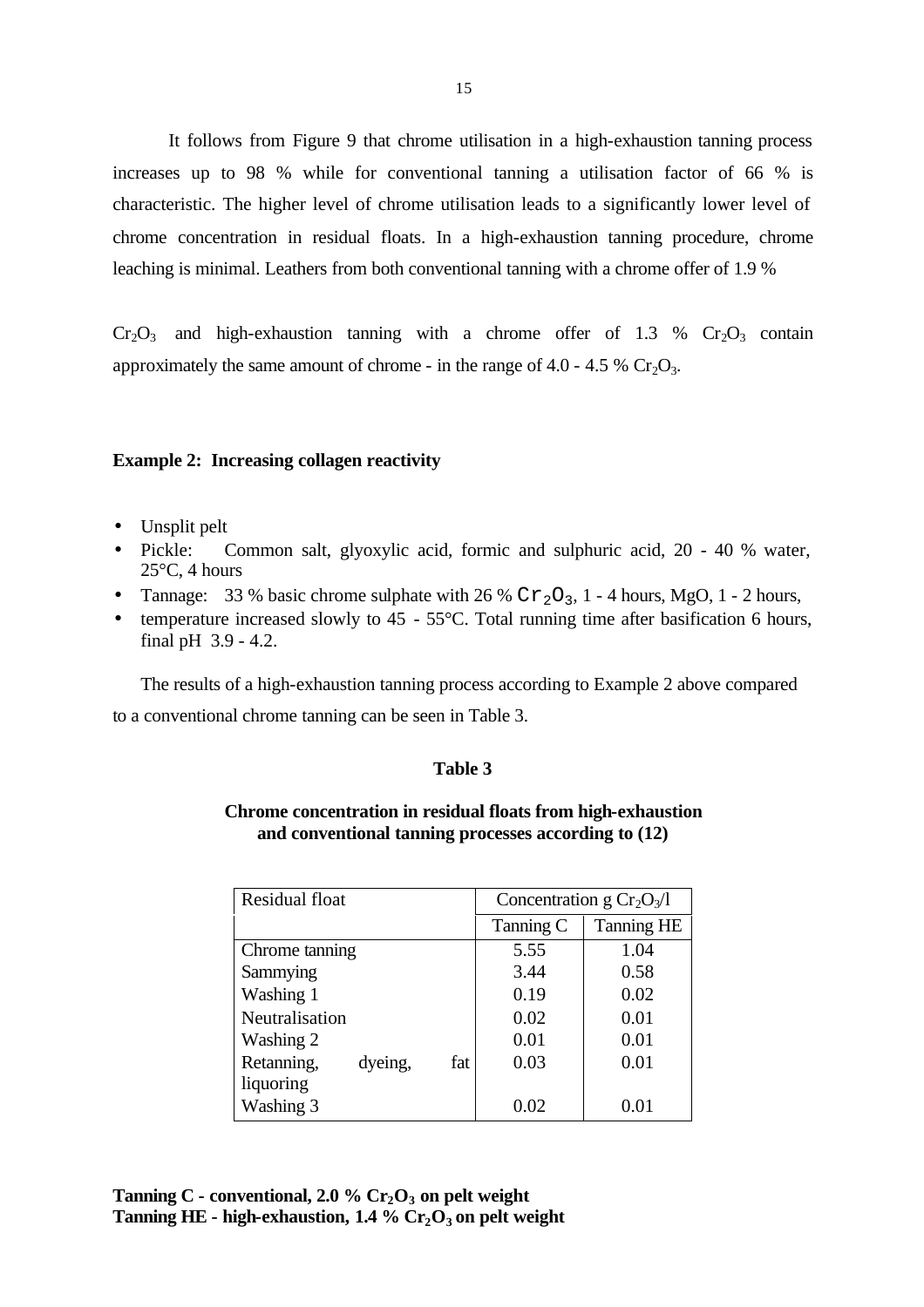It follows from Figure 9 that chrome utilisation in a high-exhaustion tanning process increases up to 98 % while for conventional tanning a utilisation factor of 66 % is characteristic. The higher level of chrome utilisation leads to a significantly lower level of chrome concentration in residual floats. In a high-exhaustion tanning procedure, chrome leaching is minimal. Leathers from both conventional tanning with a chrome offer of 1.9 %

$Cr_2O_3$ and high-exhaustion tanning with a chrome offer of 1.3 % $Cr_2O_3$ contain approximately the same amount of chrome - in the range of 4.0 - 4.5 % $Cr_2O_3$.

**Example 2: Increasing collagen reactivity**

- Unsplit pelt
- Pickle: Common salt, glyoxylic acid, formic and sulphuric acid, 20 - 40 % water, 25°C, 4 hours
- Tannage: 33 % basic chrome sulphate with 26 % $Cr_2O_3$, 1 - 4 hours, MgO, 1 - 2 hours,
- temperature increased slowly to 45 - 55°C. Total running time after basification 6 hours, final pH 3.9 - 4.2.

The results of a high-exhaustion tanning process according to Example 2 above compared to a conventional chrome tanning can be seen in Table 3.

**Table 3**

**Chrome concentration in residual floats from high-exhaustion and conventional tanning processes according to (12)**

| Residual float | Concentration g $Cr_2O_3$/l | |
|---|---|---|
| | Tanning C | Tanning HE |
| Chrome tanning | 5.55 | 1.04 |
| Sammying | 3.44 | 0.58 |
| Washing 1 | 0.19 | 0.02 |
| Neutralisation | 0.02 | 0.01 |
| Washing 2 | 0.01 | 0.01 |
| Retanning, dyeing, fat liquoring | 0.03 | 0.01 |
| Washing 3 | 0.02 | 0.01 |

**Tanning C - conventional, 2.0 % $Cr_2O_3$ on pelt weight**
**Tanning HE - high-exhaustion, 1.4 % $Cr_2O_3$ on pelt weight**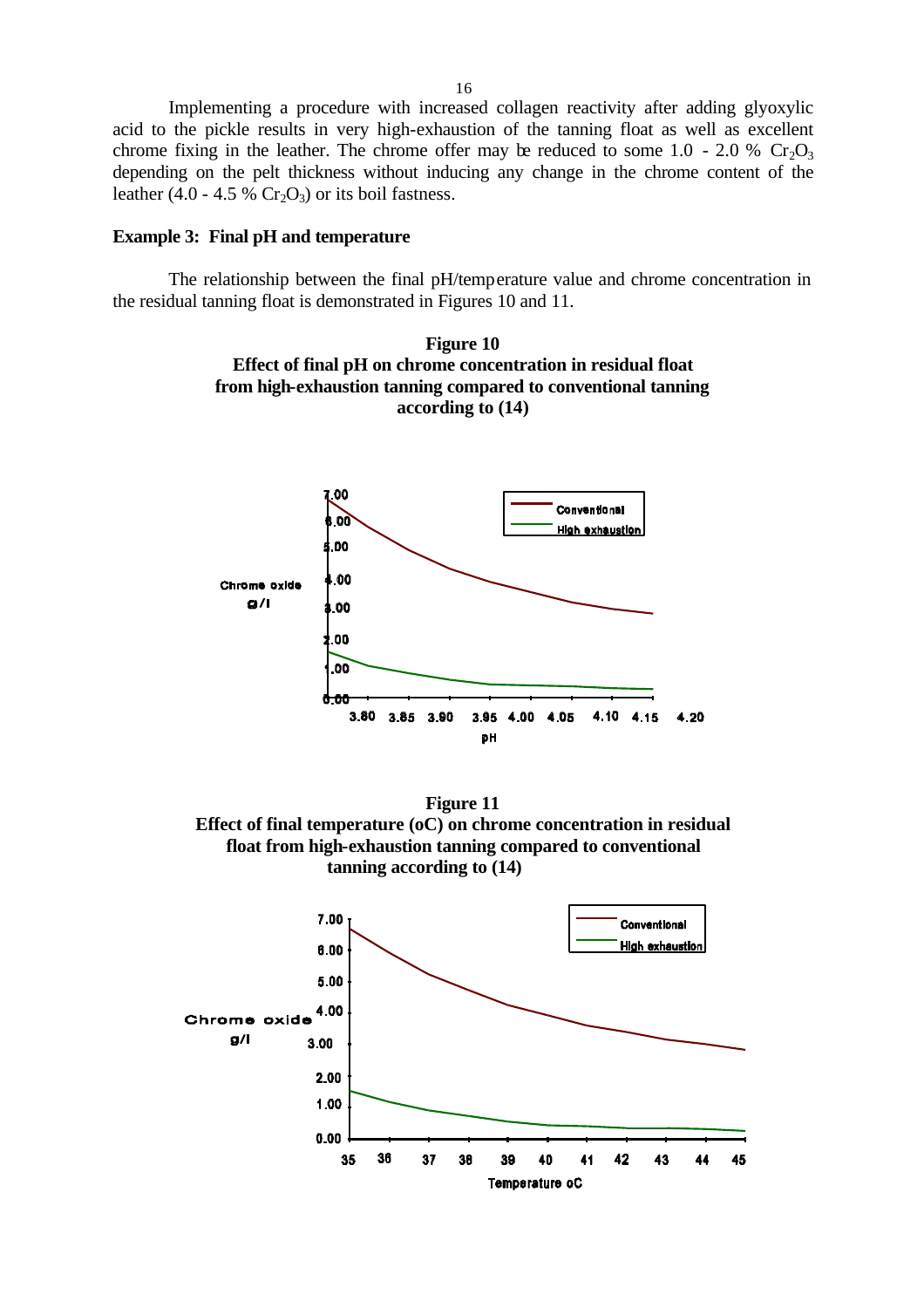Implementing a procedure with increased collagen reactivity after adding glyoxylic acid to the pickle results in very high-exhaustion of the tanning float as well as excellent chrome fixing in the leather. The chrome offer may be reduced to some 1.0 - 2.0 % $Cr_2O_3$ depending on the pelt thickness without inducing any change in the chrome content of the leather (4.0 - 4.5 % $Cr_2O_3$) or its boil fastness.

**Example 3: Final pH and temperature**

The relationship between the final pH/temperature value and chrome concentration in the residual tanning float is demonstrated in Figures 10 and 11.

**Figure 10**
**Effect of final pH on chrome concentration in residual float from high-exhaustion tanning compared to conventional tanning according to (14)**

**Figure 11**
**Effect of final temperature (oC) on chrome concentration in residual float from high-exhaustion tanning compared to conventional tanning according to (14)**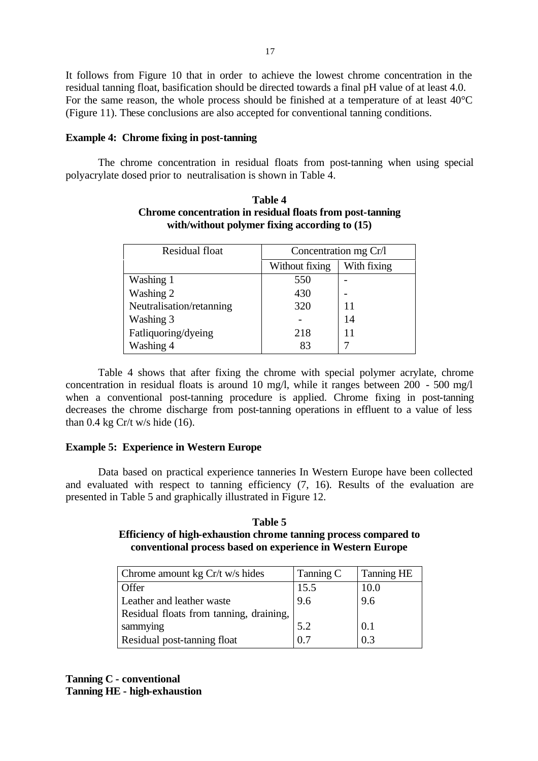It follows from Figure 10 that in order to achieve the lowest chrome concentration in the residual tanning float, basification should be directed towards a final pH value of at least 4.0. For the same reason, the whole process should be finished at a temperature of at least 40°C (Figure 11). These conclusions are also accepted for conventional tanning conditions.

**Example 4: Chrome fixing in post-tanning**

The chrome concentration in residual floats from post-tanning when using special polyacrylate dosed prior to neutralisation is shown in Table 4.

**Table 4**
**Chrome concentration in residual floats from post-tanning with/without polymer fixing according to (15)**

| Residual float | Concentration mg Cr/l | |
|---|---|---|
| | Without fixing | With fixing |
| Washing 1 | 550 | - |
| Washing 2 | 430 | - |
| Neutralisation/retanning | 320 | 11 |
| Washing 3 | - | 14 |
| Fatliquoring/dyeing | 218 | 11 |
| Washing 4 | 83 | 7 |

Table 4 shows that after fixing the chrome with special polymer acrylate, chrome concentration in residual floats is around 10 mg/l, while it ranges between 200 - 500 mg/l when a conventional post-tanning procedure is applied. Chrome fixing in post-tanning decreases the chrome discharge from post-tanning operations in effluent to a value of less than 0.4 kg Cr/t w/s hide (16).

**Example 5: Experience in Western Europe**

Data based on practical experience tanneries In Western Europe have been collected and evaluated with respect to tanning efficiency (7, 16). Results of the evaluation are presented in Table 5 and graphically illustrated in Figure 12.

**Table 5**
**Efficiency of high-exhaustion chrome tanning process compared to conventional process based on experience in Western Europe**

| Chrome amount kg Cr/t w/s hides | Tanning C | Tanning HE |
|---|---|---|
| Offer | 15.5 | 10.0 |
| Leather and leather waste | 9.6 | 9.6 |
| Residual floats from tanning, draining, sammying | 5.2 | 0.1 |
| Residual post-tanning float | 0.7 | 0.3 |

**Tanning C - conventional**
**Tanning HE - high-exhaustion**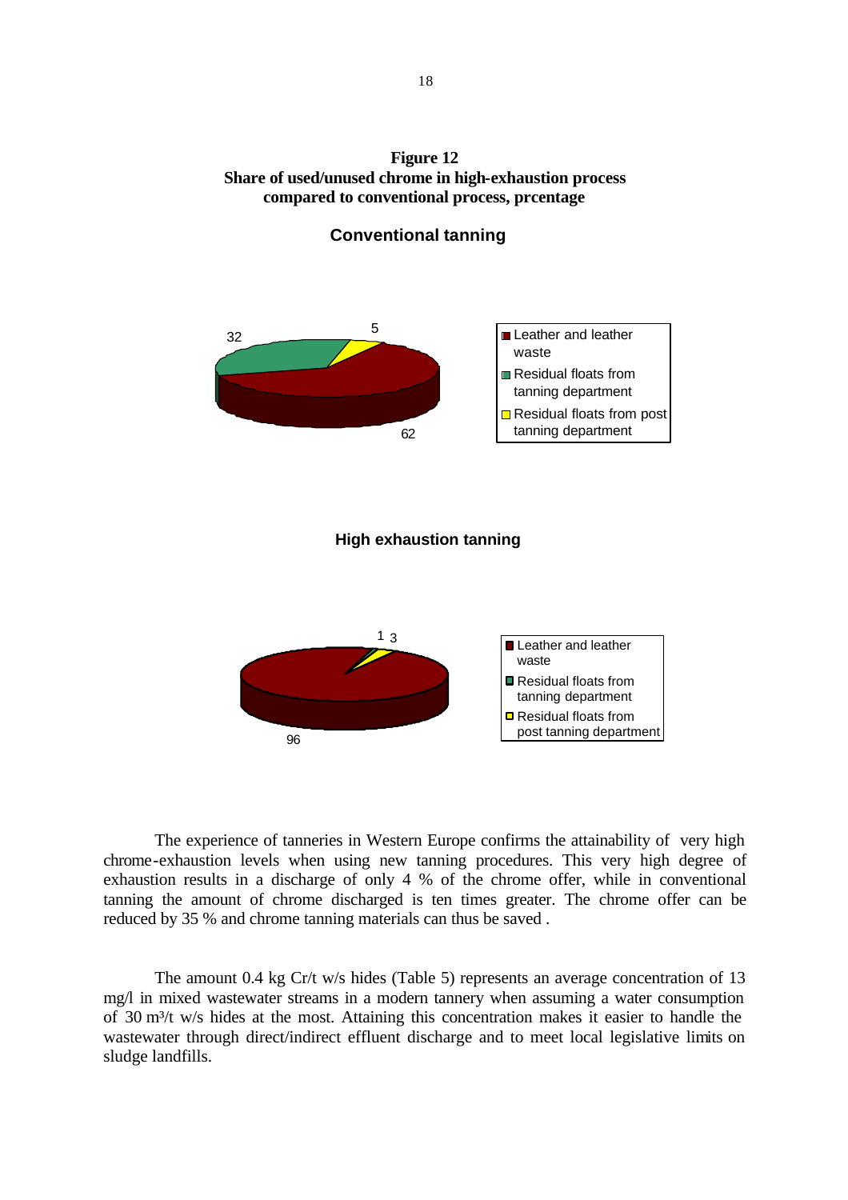**Figure 12**
**Share of used/unused chrome in high-exhaustion process compared to conventional process, prcentage**

**Conventional tanning**

32 | 5 | 62

- Leather and leather waste
- Residual floats from tanning department
- Residual floats from post tanning department

**High exhaustion tanning**

1 | 3 | 96

- Leather and leather waste
- Residual floats from tanning department
- Residual floats from post tanning department

The experience of tanneries in Western Europe confirms the attainability of very high chrome-exhaustion levels when using new tanning procedures. This very high degree of exhaustion results in a discharge of only 4 % of the chrome offer, while in conventional tanning the amount of chrome discharged is ten times greater. The chrome offer can be reduced by 35 % and chrome tanning materials can thus be saved .

The amount 0.4 kg Cr/t w/s hides (Table 5) represents an average concentration of 13 mg/l in mixed wastewater streams in a modern tannery when assuming a water consumption of 30 $m^3$/t w/s hides at the most. Attaining this concentration makes it easier to handle the wastewater through direct/indirect effluent discharge and to meet local legislative limits on sludge landfills.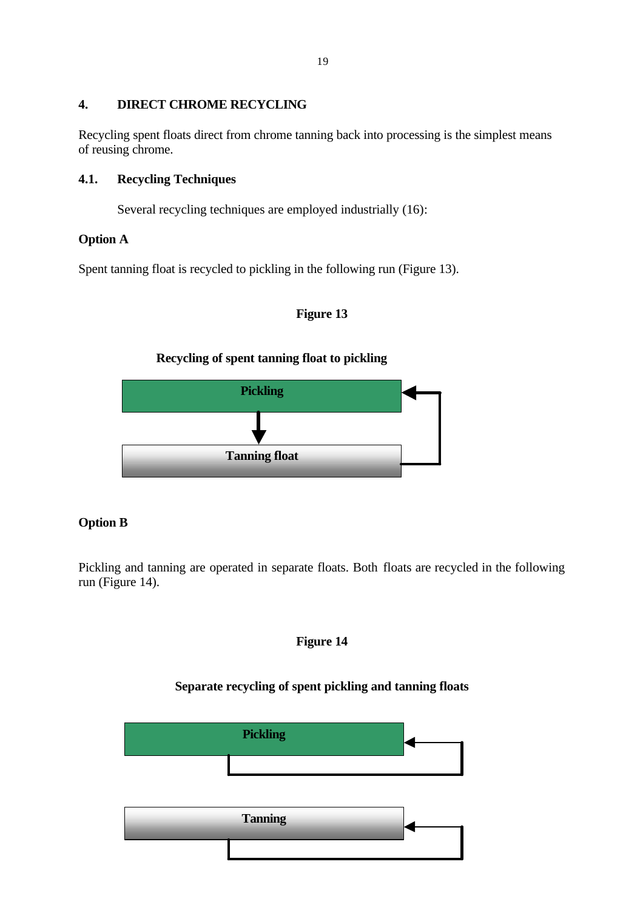## 4. DIRECT CHROME RECYCLING

Recycling spent floats direct from chrome tanning back into processing is the simplest means of reusing chrome.

### 4.1. Recycling Techniques

Several recycling techniques are employed industrially (16):

**Option A**

Spent tanning float is recycled to pickling in the following run (Figure 13).

**Figure 13**

**Recycling of spent tanning float to pickling**

**Pickling**

**Tanning float**

**Option B**

Pickling and tanning are operated in separate floats. Both floats are recycled in the following run (Figure 14).

**Figure 14**

**Separate recycling of spent pickling and tanning floats**

**Pickling**

**Tanning**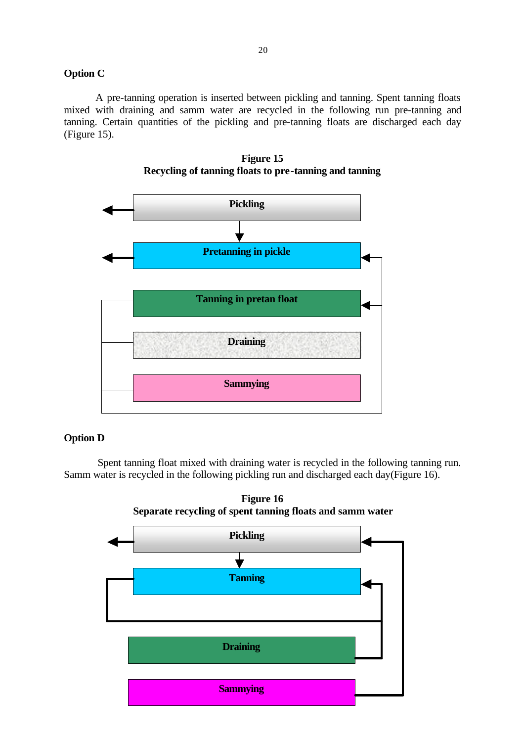**Option C**

A pre-tanning operation is inserted between pickling and tanning. Spent tanning floats mixed with draining and samm water are recycled in the following run pre-tanning and tanning. Certain quantities of the pickling and pre-tanning floats are discharged each day (Figure 15).

**Figure 15**
**Recycling of tanning floats to pre-tanning and tanning**

Pickling

Pretanning in pickle

Tanning in pretan float

Draining

Sammying

**Option D**

Spent tanning float mixed with draining water is recycled in the following tanning run. Samm water is recycled in the following pickling run and discharged each day(Figure 16).

**Figure 16**
**Separate recycling of spent tanning floats and samm water**

Pickling

Tanning

Draining

Sammying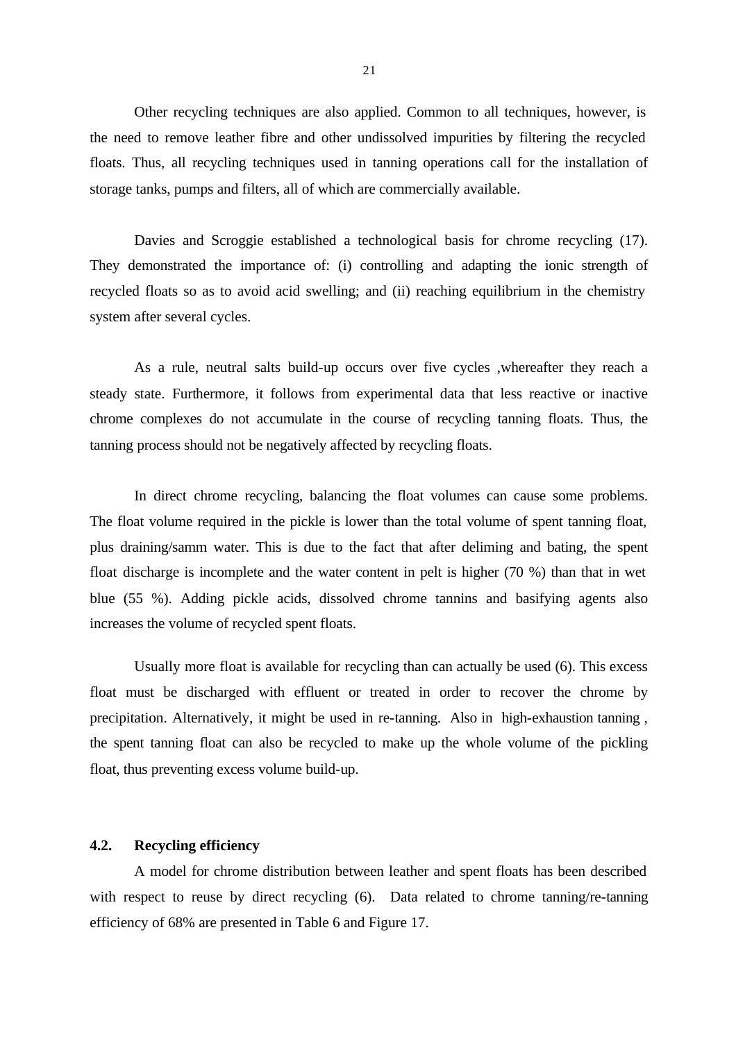Other recycling techniques are also applied. Common to all techniques, however, is the need to remove leather fibre and other undissolved impurities by filtering the recycled floats. Thus, all recycling techniques used in tanning operations call for the installation of storage tanks, pumps and filters, all of which are commercially available.

Davies and Scroggie established a technological basis for chrome recycling (17). They demonstrated the importance of: (i) controlling and adapting the ionic strength of recycled floats so as to avoid acid swelling; and (ii) reaching equilibrium in the chemistry system after several cycles.

As a rule, neutral salts build-up occurs over five cycles ,whereafter they reach a steady state. Furthermore, it follows from experimental data that less reactive or inactive chrome complexes do not accumulate in the course of recycling tanning floats. Thus, the tanning process should not be negatively affected by recycling floats.

In direct chrome recycling, balancing the float volumes can cause some problems. The float volume required in the pickle is lower than the total volume of spent tanning float, plus draining/samm water. This is due to the fact that after deliming and bating, the spent float discharge is incomplete and the water content in pelt is higher (70 %) than that in wet blue (55 %). Adding pickle acids, dissolved chrome tannins and basifying agents also increases the volume of recycled spent floats.

Usually more float is available for recycling than can actually be used (6). This excess float must be discharged with effluent or treated in order to recover the chrome by precipitation. Alternatively, it might be used in re-tanning. Also in high-exhaustion tanning , the spent tanning float can also be recycled to make up the whole volume of the pickling float, thus preventing excess volume build-up.

## 4.2. Recycling efficiency

A model for chrome distribution between leather and spent floats has been described with respect to reuse by direct recycling (6). Data related to chrome tanning/re-tanning efficiency of 68% are presented in Table 6 and Figure 17.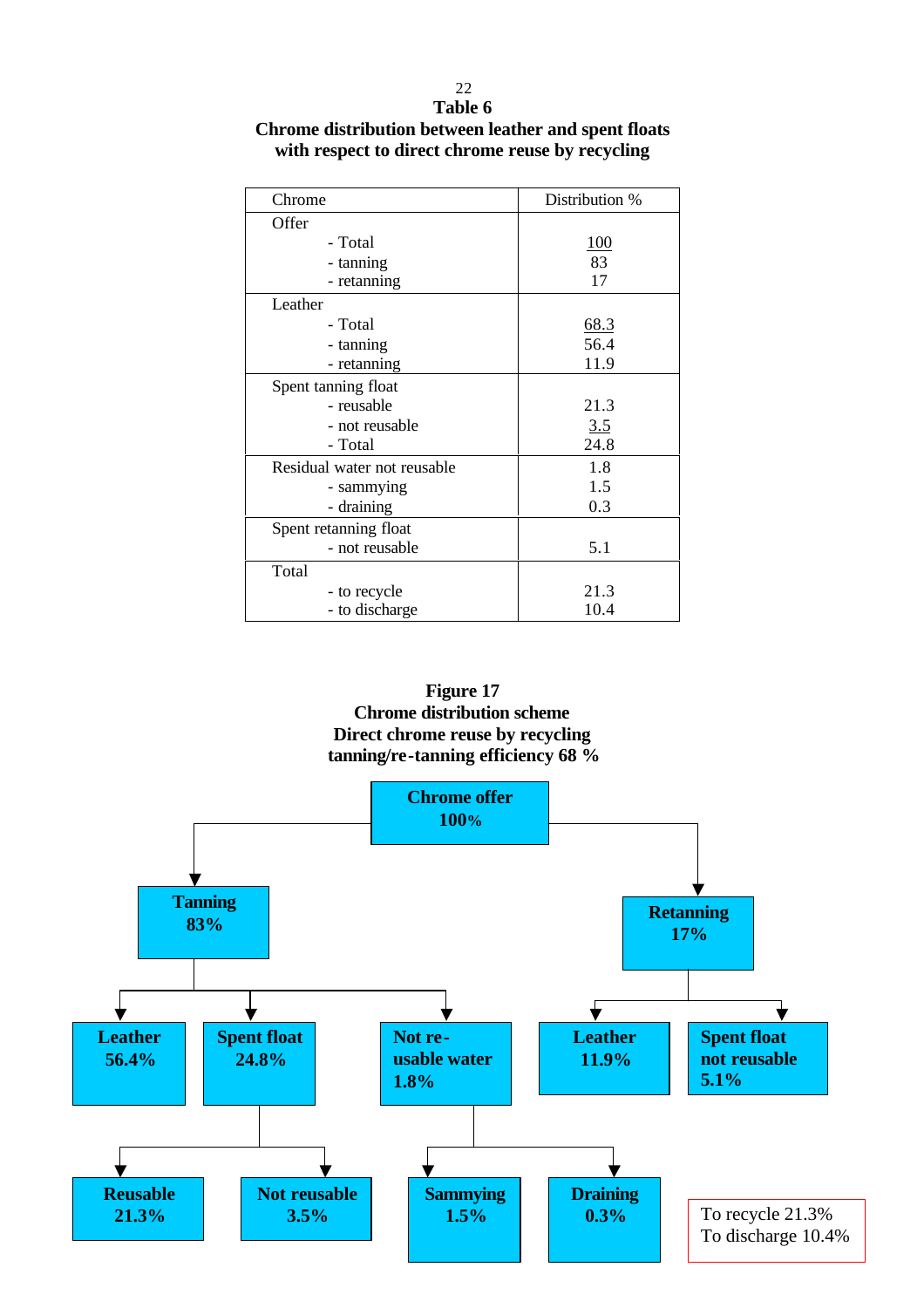**Table 6**
**Chrome distribution between leather and spent floats with respect to direct chrome reuse by recycling**

| Chrome | Distribution % |
|---|---|
| Offer | |
| - Total | 100 |
| - tanning | 83 |
| - retanning | 17 |
| Leather | |
| - Total | 68.3 |
| - tanning | 56.4 |
| - retanning | 11.9 |
| Spent tanning float | |
| - reusable | 21.3 |
| - not reusable | 3.5 |
| - Total | 24.8 |
| Residual water not reusable | 1.8 |
| - sammying | 1.5 |
| - draining | 0.3 |
| Spent retanning float | |
| - not reusable | 5.1 |
| Total | |
| - to recycle | 21.3 |
| - to discharge | 10.4 |

**Figure 17**
**Chrome distribution scheme**
**Direct chrome reuse by recycling**
**tanning/re-tanning efficiency 68 %**

- **Chrome offer 100%**
  - **Tanning 83%**
    - **Leather 56.4%**
    - **Spent float 24.8%**
      - **Reusable 21.3%**
      - **Not reusable 3.5%**
    - **Not re-usable water 1.8%**
      - **Sammying 1.5%**
      - **Draining 0.3%**
  - **Retanning 17%**
    - **Leather 11.9%**
    - **Spent float not reusable 5.1%**

To recycle 21.3%
To discharge 10.4%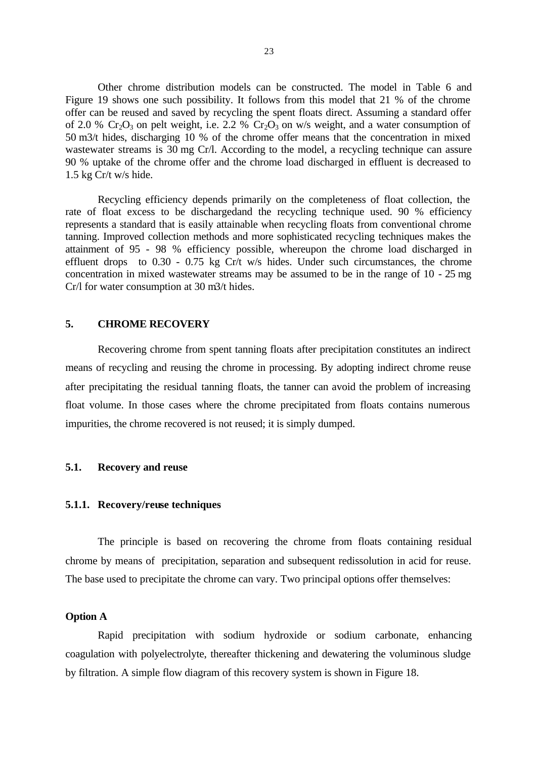Other chrome distribution models can be constructed. The model in Table 6 and Figure 19 shows one such possibility. It follows from this model that 21 % of the chrome offer can be reused and saved by recycling the spent floats direct. Assuming a standard offer of 2.0 % $Cr_2O_3$ on pelt weight, i.e. 2.2 % $Cr_2O_3$ on w/s weight, and a water consumption of 50 m3/t hides, discharging 10 % of the chrome offer means that the concentration in mixed wastewater streams is 30 mg Cr/l. According to the model, a recycling technique can assure 90 % uptake of the chrome offer and the chrome load discharged in effluent is decreased to 1.5 kg Cr/t w/s hide.

Recycling efficiency depends primarily on the completeness of float collection, the rate of float excess to be dischargedand the recycling technique used. 90 % efficiency represents a standard that is easily attainable when recycling floats from conventional chrome tanning. Improved collection methods and more sophisticated recycling techniques makes the attainment of 95 - 98 % efficiency possible, whereupon the chrome load discharged in effluent drops to 0.30 - 0.75 kg Cr/t w/s hides. Under such circumstances, the chrome concentration in mixed wastewater streams may be assumed to be in the range of 10 - 25 mg Cr/l for water consumption at 30 m3/t hides.

## 5. CHROME RECOVERY

Recovering chrome from spent tanning floats after precipitation constitutes an indirect means of recycling and reusing the chrome in processing. By adopting indirect chrome reuse after precipitating the residual tanning floats, the tanner can avoid the problem of increasing float volume. In those cases where the chrome precipitated from floats contains numerous impurities, the chrome recovered is not reused; it is simply dumped.

### 5.1. Recovery and reuse

#### 5.1.1. Recovery/reuse techniques

The principle is based on recovering the chrome from floats containing residual chrome by means of precipitation, separation and subsequent redissolution in acid for reuse. The base used to precipitate the chrome can vary. Two principal options offer themselves:

**Option A**

Rapid precipitation with sodium hydroxide or sodium carbonate, enhancing coagulation with polyelectrolyte, thereafter thickening and dewatering the voluminous sludge by filtration. A simple flow diagram of this recovery system is shown in Figure 18.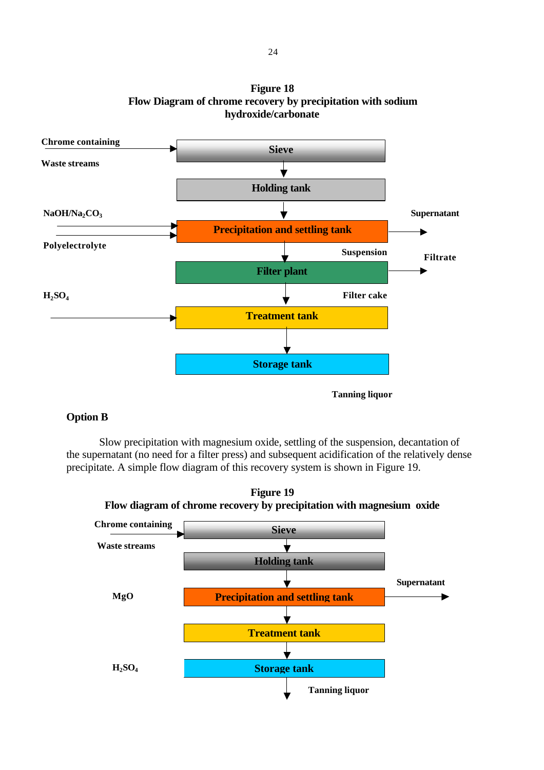**Figure 18**
**Flow Diagram of chrome recovery by precipitation with sodium hydroxide/carbonate**

Chrome containing Waste streams → **Sieve**

↓

**Holding tank**

↓

$NaOH/Na_2CO_3$ →
Polyelectrolyte → **Precipitation and settling tank** → Supernatant

↓ Suspension

**Filter plant** → Filtrate

↓ Filter cake

$H_2SO_4$ → **Treatment tank**

↓

**Storage tank**

Tanning liquor

**Option B**

Slow precipitation with magnesium oxide, settling of the suspension, decantation of the supernatant (no need for a filter press) and subsequent acidification of the relatively dense precipitate. A simple flow diagram of this recovery system is shown in Figure 19.

**Figure 19**
**Flow diagram of chrome recovery by precipitation with magnesium oxide**

Chrome containing Waste streams → **Sieve**

↓

**Holding tank**

↓

MgO **Precipitation and settling tank** → Supernatant

↓

**Treatment tank**

↓

$H_2SO_4$ **Storage tank**

↓ Tanning liquor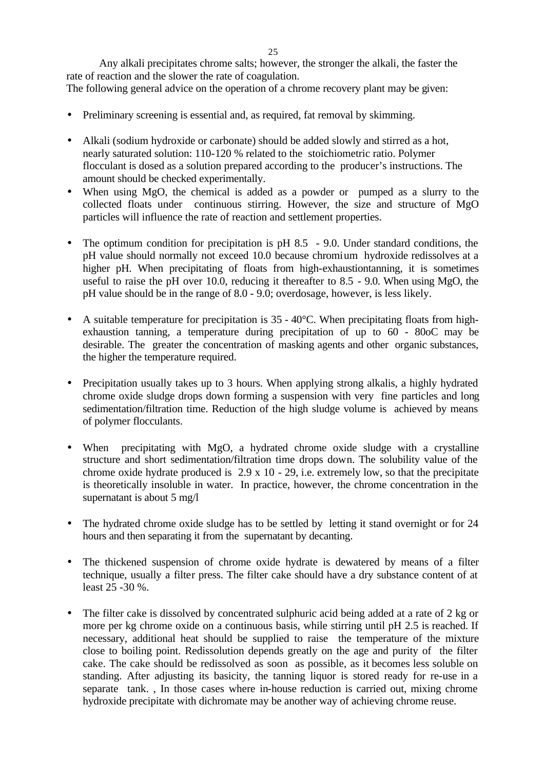Any alkali precipitates chrome salts; however, the stronger the alkali, the faster the rate of reaction and the slower the rate of coagulation.

The following general advice on the operation of a chrome recovery plant may be given:

- Preliminary screening is essential and, as required, fat removal by skimming.
- Alkali (sodium hydroxide or carbonate) should be added slowly and stirred as a hot, nearly saturated solution: 110-120 % related to the stoichiometric ratio. Polymer flocculant is dosed as a solution prepared according to the producer's instructions. The amount should be checked experimentally.
- When using MgO, the chemical is added as a powder or pumped as a slurry to the collected floats under continuous stirring. However, the size and structure of MgO particles will influence the rate of reaction and settlement properties.
- The optimum condition for precipitation is pH 8.5 - 9.0. Under standard conditions, the pH value should normally not exceed 10.0 because chromium hydroxide redissolves at a higher pH. When precipitating of floats from high-exhaustiontanning, it is sometimes useful to raise the pH over 10.0, reducing it thereafter to 8.5 - 9.0. When using MgO, the pH value should be in the range of 8.0 - 9.0; overdosage, however, is less likely.
- A suitable temperature for precipitation is 35 - 40°C. When precipitating floats from high-exhaustion tanning, a temperature during precipitation of up to 60 - 80oC may be desirable. The greater the concentration of masking agents and other organic substances, the higher the temperature required.
- Precipitation usually takes up to 3 hours. When applying strong alkalis, a highly hydrated chrome oxide sludge drops down forming a suspension with very fine particles and long sedimentation/filtration time. Reduction of the high sludge volume is achieved by means of polymer flocculants.
- When precipitating with MgO, a hydrated chrome oxide sludge with a crystalline structure and short sedimentation/filtration time drops down. The solubility value of the chrome oxide hydrate produced is $2.9 \times 10^{-29}$, i.e. extremely low, so that the precipitate is theoretically insoluble in water. In practice, however, the chrome concentration in the supernatant is about 5 mg/l
- The hydrated chrome oxide sludge has to be settled by letting it stand overnight or for 24 hours and then separating it from the supernatant by decanting.
- The thickened suspension of chrome oxide hydrate is dewatered by means of a filter technique, usually a filter press. The filter cake should have a dry substance content of at least 25 -30 %.
- The filter cake is dissolved by concentrated sulphuric acid being added at a rate of 2 kg or more per kg chrome oxide on a continuous basis, while stirring until pH 2.5 is reached. If necessary, additional heat should be supplied to raise the temperature of the mixture close to boiling point. Redissolution depends greatly on the age and purity of the filter cake. The cake should be redissolved as soon as possible, as it becomes less soluble on standing. After adjusting its basicity, the tanning liquor is stored ready for re-use in a separate tank. , In those cases where in-house reduction is carried out, mixing chrome hydroxide precipitate with dichromate may be another way of achieving chrome reuse.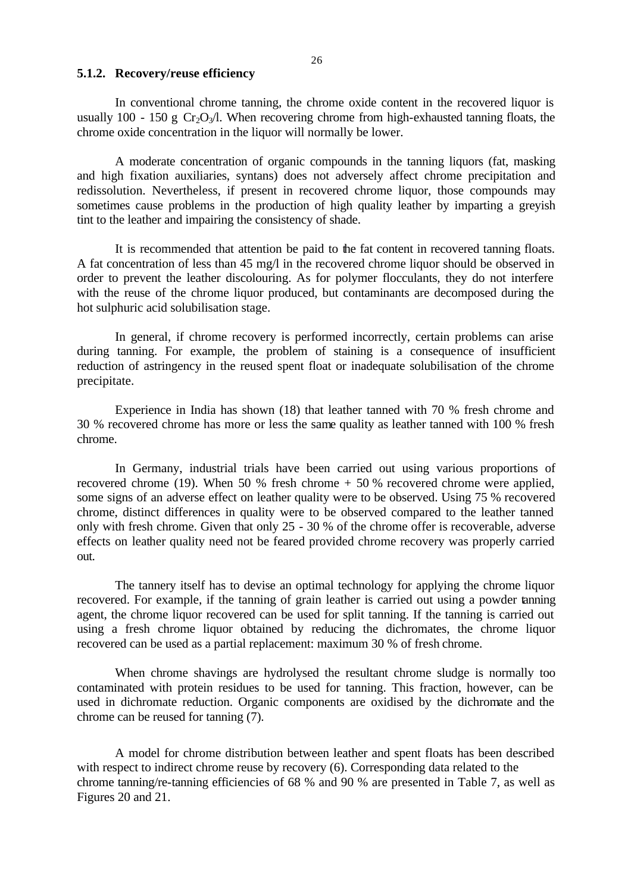### 5.1.2. Recovery/reuse efficiency

In conventional chrome tanning, the chrome oxide content in the recovered liquor is usually 100 - 150 g $Cr_2O_3$/l. When recovering chrome from high-exhausted tanning floats, the chrome oxide concentration in the liquor will normally be lower.

A moderate concentration of organic compounds in the tanning liquors (fat, masking and high fixation auxiliaries, syntans) does not adversely affect chrome precipitation and redissolution. Nevertheless, if present in recovered chrome liquor, those compounds may sometimes cause problems in the production of high quality leather by imparting a greyish tint to the leather and impairing the consistency of shade.

It is recommended that attention be paid to the fat content in recovered tanning floats. A fat concentration of less than 45 mg/l in the recovered chrome liquor should be observed in order to prevent the leather discolouring. As for polymer flocculants, they do not interfere with the reuse of the chrome liquor produced, but contaminants are decomposed during the hot sulphuric acid solubilisation stage.

In general, if chrome recovery is performed incorrectly, certain problems can arise during tanning. For example, the problem of staining is a consequence of insufficient reduction of astringency in the reused spent float or inadequate solubilisation of the chrome precipitate.

Experience in India has shown (18) that leather tanned with 70 % fresh chrome and 30 % recovered chrome has more or less the same quality as leather tanned with 100 % fresh chrome.

In Germany, industrial trials have been carried out using various proportions of recovered chrome (19). When 50 % fresh chrome + 50 % recovered chrome were applied, some signs of an adverse effect on leather quality were to be observed. Using 75 % recovered chrome, distinct differences in quality were to be observed compared to the leather tanned only with fresh chrome. Given that only 25 - 30 % of the chrome offer is recoverable, adverse effects on leather quality need not be feared provided chrome recovery was properly carried out.

The tannery itself has to devise an optimal technology for applying the chrome liquor recovered. For example, if the tanning of grain leather is carried out using a powder tanning agent, the chrome liquor recovered can be used for split tanning. If the tanning is carried out using a fresh chrome liquor obtained by reducing the dichromates, the chrome liquor recovered can be used as a partial replacement: maximum 30 % of fresh chrome.

When chrome shavings are hydrolysed the resultant chrome sludge is normally too contaminated with protein residues to be used for tanning. This fraction, however, can be used in dichromate reduction. Organic components are oxidised by the dichromate and the chrome can be reused for tanning (7).

A model for chrome distribution between leather and spent floats has been described with respect to indirect chrome reuse by recovery (6). Corresponding data related to the chrome tanning/re-tanning efficiencies of 68 % and 90 % are presented in Table 7, as well as Figures 20 and 21.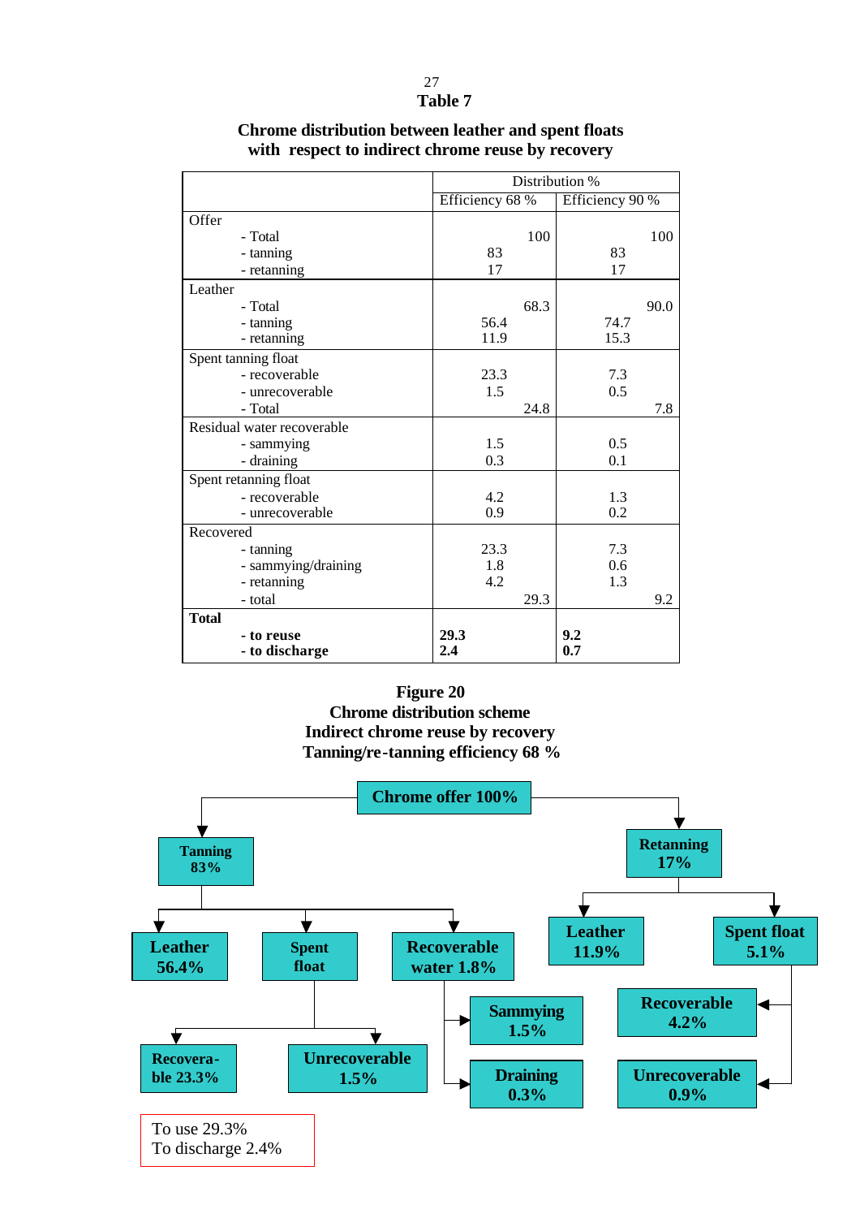## Table 7

**Chrome distribution between leather and spent floats with respect to indirect chrome reuse by recovery**

| | Distribution % | | | |
|---|---|---|---|---|
| | Efficiency 68 % | | Efficiency 90 % | |
| **Offer** | | | | |
| - Total | | 100 | | 100 |
| - tanning | 83 | | 83 | |
| - retanning | 17 | | 17 | |
| **Leather** | | | | |
| - Total | | 68.3 | | 90.0 |
| - tanning | 56.4 | | 74.7 | |
| - retanning | 11.9 | | 15.3 | |
| **Spent tanning float** | | | | |
| - recoverable | 23.3 | | 7.3 | |
| - unrecoverable | 1.5 | | 0.5 | |
| - Total | | 24.8 | | 7.8 |
| **Residual water recoverable** | | | | |
| - sammying | 1.5 | | 0.5 | |
| - draining | 0.3 | | 0.1 | |
| **Spent retanning float** | | | | |
| - recoverable | 4.2 | | 1.3 | |
| - unrecoverable | 0.9 | | 0.2 | |
| **Recovered** | | | | |
| - tanning | 23.3 | | 7.3 | |
| - sammying/draining | 1.8 | | 0.6 | |
| - retanning | 4.2 | | 1.3 | |
| - total | | 29.3 | | 9.2 |
| **Total** | | | | |
| **- to reuse** | **29.3** | | **9.2** | |
| **- to discharge** | **2.4** | | **0.7** | |

**Figure 20**
**Chrome distribution scheme**
**Indirect chrome reuse by recovery**
**Tanning/re-tanning efficiency 68 %**

- Chrome offer 100%
  - Tanning 83%
    - Leather 56.4%
    - Spent float
      - Recoverable 23.3%
      - Unrecoverable 1.5%
    - Recoverable water 1.8%
      - Sammying 1.5%
      - Draining 0.3%
  - Retanning 17%
    - Leather 11.9%
    - Spent float 5.1%
      - Recoverable 4.2%
      - Unrecoverable 0.9%

To use 29.3%
To discharge 2.4%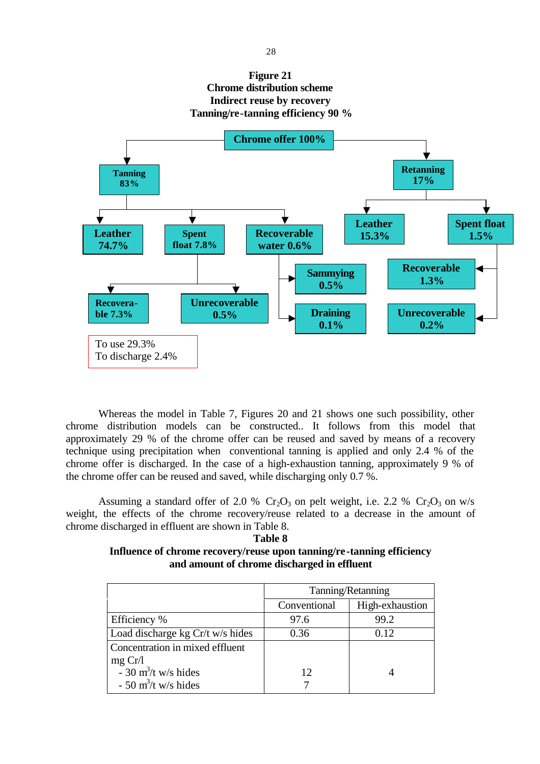**Figure 21**
**Chrome distribution scheme**
**Indirect reuse by recovery**
**Tanning/re-tanning efficiency 90 %**

- **Chrome offer 100%**
  - **Tanning 83%**
    - **Leather 74.7%**
    - **Spent float 7.8%**
      - **Recoverable 7.3%**
      - **Unrecoverable 0.5%**
    - **Recoverable water 0.6%**
      - **Sammying 0.5%**
      - **Draining 0.1%**
  - **Retanning 17%**
    - **Leather 15.3%**
    - **Spent float 1.5%**
      - **Recoverable 1.3%**
      - **Unrecoverable 0.2%**

To use 29.3%
To discharge 2.4%

Whereas the model in Table 7, Figures 20 and 21 shows one such possibility, other chrome distribution models can be constructed.. It follows from this model that approximately 29 % of the chrome offer can be reused and saved by means of a recovery technique using precipitation when conventional tanning is applied and only 2.4 % of the chrome offer is discharged. In the case of a high-exhaustion tanning, approximately 9 % of the chrome offer can be reused and saved, while discharging only 0.7 %.

Assuming a standard offer of 2.0 % $Cr_2O_3$ on pelt weight, i.e. 2.2 % $Cr_2O_3$ on w/s weight, the effects of the chrome recovery/reuse related to a decrease in the amount of chrome discharged in effluent are shown in Table 8.

**Table 8**
**Influence of chrome recovery/reuse upon tanning/re-tanning efficiency and amount of chrome discharged in effluent**

| | Tanning/Retanning | |
|---|---|---|
| | Conventional | High-exhaustion |
| Efficiency % | 97.6 | 99.2 |
| Load discharge kg Cr/t w/s hides | 0.36 | 0.12 |
| Concentration in mixed effluent mg Cr/l | | |
| - 30 $m^3$/t w/s hides | 12 | 4 |
| - 50 $m^3$/t w/s hides | 7 | |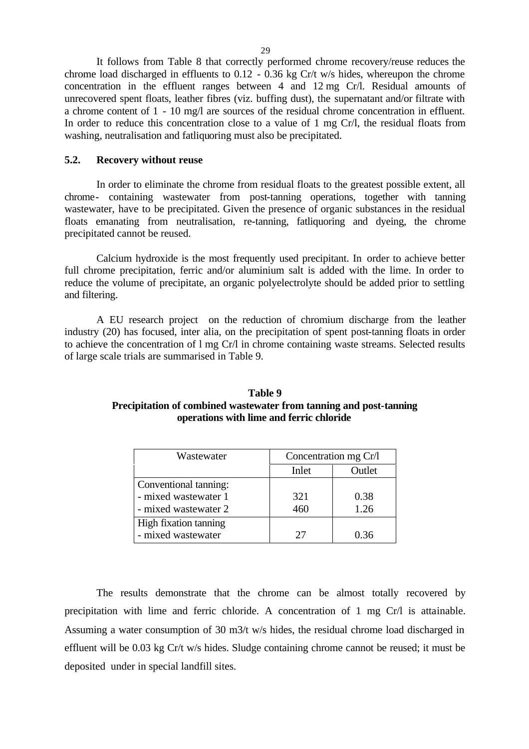It follows from Table 8 that correctly performed chrome recovery/reuse reduces the chrome load discharged in effluents to 0.12 - 0.36 kg Cr/t w/s hides, whereupon the chrome concentration in the effluent ranges between 4 and 12 mg Cr/l. Residual amounts of unrecovered spent floats, leather fibres (viz. buffing dust), the supernatant and/or filtrate with a chrome content of 1 - 10 mg/l are sources of the residual chrome concentration in effluent. In order to reduce this concentration close to a value of 1 mg Cr/l, the residual floats from washing, neutralisation and fatliquoring must also be precipitated.

### 5.2. Recovery without reuse

In order to eliminate the chrome from residual floats to the greatest possible extent, all chrome- containing wastewater from post-tanning operations, together with tanning wastewater, have to be precipitated. Given the presence of organic substances in the residual floats emanating from neutralisation, re-tanning, fatliquoring and dyeing, the chrome precipitated cannot be reused.

Calcium hydroxide is the most frequently used precipitant. In order to achieve better full chrome precipitation, ferric and/or aluminium salt is added with the lime. In order to reduce the volume of precipitate, an organic polyelectrolyte should be added prior to settling and filtering.

A EU research project on the reduction of chromium discharge from the leather industry (20) has focused, inter alia, on the precipitation of spent post-tanning floats in order to achieve the concentration of l mg Cr/l in chrome containing waste streams. Selected results of large scale trials are summarised in Table 9.

**Table 9**
**Precipitation of combined wastewater from tanning and post-tanning operations with lime and ferric chloride**

| Wastewater | Concentration mg Cr/l | |
|---|---|---|
| | Inlet | Outlet |
| Conventional tanning: | | |
| - mixed wastewater 1 | 321 | 0.38 |
| - mixed wastewater 2 | 460 | 1.26 |
| High fixation tanning | | |
| - mixed wastewater | 27 | 0.36 |

The results demonstrate that the chrome can be almost totally recovered by precipitation with lime and ferric chloride. A concentration of 1 mg Cr/l is attainable. Assuming a water consumption of 30 m3/t w/s hides, the residual chrome load discharged in effluent will be 0.03 kg Cr/t w/s hides. Sludge containing chrome cannot be reused; it must be deposited under in special landfill sites.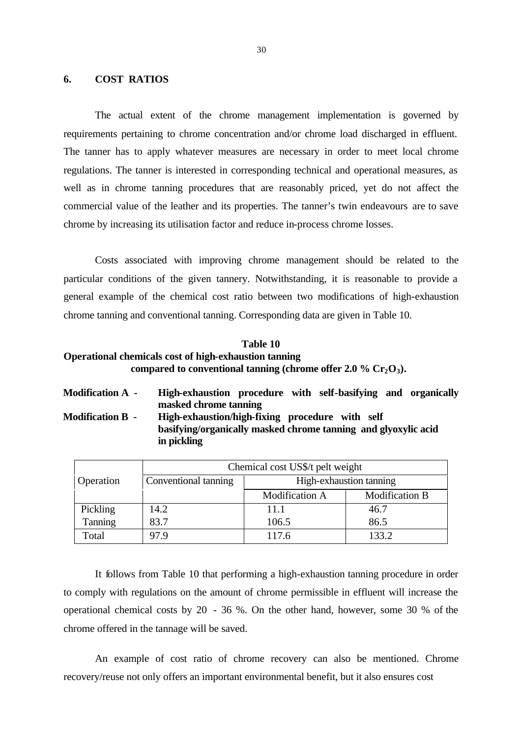## 6. COST RATIOS

The actual extent of the chrome management implementation is governed by requirements pertaining to chrome concentration and/or chrome load discharged in effluent. The tanner has to apply whatever measures are necessary in order to meet local chrome regulations. The tanner is interested in corresponding technical and operational measures, as well as in chrome tanning procedures that are reasonably priced, yet do not affect the commercial value of the leather and its properties. The tanner's twin endeavours are to save chrome by increasing its utilisation factor and reduce in-process chrome losses.

Costs associated with improving chrome management should be related to the particular conditions of the given tannery. Notwithstanding, it is reasonable to provide a general example of the chemical cost ratio between two modifications of high-exhaustion chrome tanning and conventional tanning. Corresponding data are given in Table 10.

**Table 10**
**Operational chemicals cost of high-exhaustion tanning compared to conventional tanning (chrome offer 2.0 % $Cr_2O_3$).**

**Modification A -** **High-exhaustion procedure with self-basifying and organically masked chrome tanning**

**Modification B -** **High-exhaustion/high-fixing procedure with self basifying/organically masked chrome tanning and glyoxylic acid in pickling**

| Operation | Chemical cost US$/t pelt weight | | |
|---|---|---|---|
| | Conventional tanning | High-exhaustion tanning | |
| | | Modification A | Modification B |
| Pickling | 14.2 | 11.1 | 46.7 |
| Tanning | 83.7 | 106.5 | 86.5 |
| Total | 97.9 | 117.6 | 133.2 |

It follows from Table 10 that performing a high-exhaustion tanning procedure in order to comply with regulations on the amount of chrome permissible in effluent will increase the operational chemical costs by 20 - 36 %. On the other hand, however, some 30 % of the chrome offered in the tannage will be saved.

An example of cost ratio of chrome recovery can also be mentioned. Chrome recovery/reuse not only offers an important environmental benefit, but it also ensures cost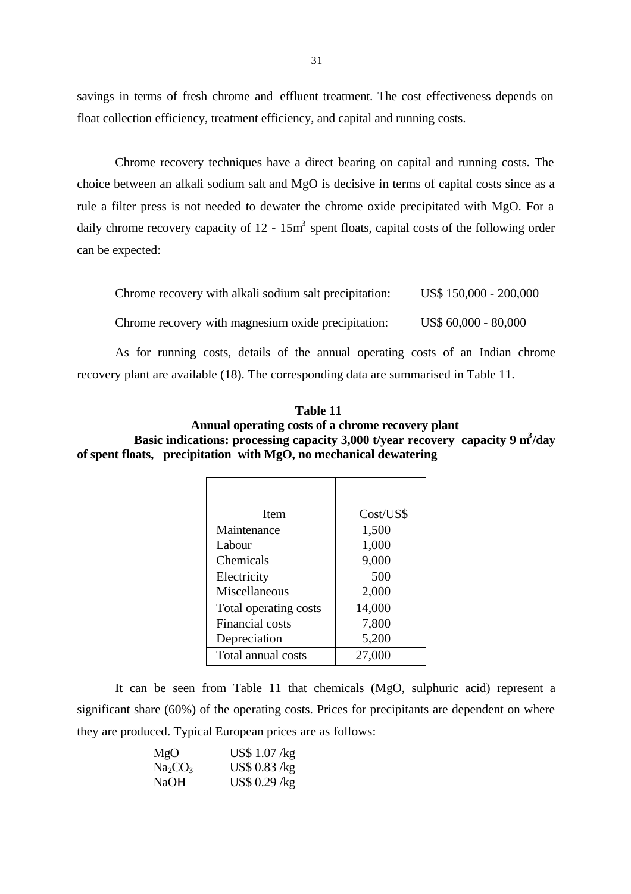savings in terms of fresh chrome and effluent treatment. The cost effectiveness depends on float collection efficiency, treatment efficiency, and capital and running costs.

Chrome recovery techniques have a direct bearing on capital and running costs. The choice between an alkali sodium salt and MgO is decisive in terms of capital costs since as a rule a filter press is not needed to dewater the chrome oxide precipitated with MgO. For a daily chrome recovery capacity of 12 - 15m$^3$ spent floats, capital costs of the following order can be expected:

| | |
|---|---|
| Chrome recovery with alkali sodium salt precipitation: | US$ 150,000 - 200,000 |
| Chrome recovery with magnesium oxide precipitation: | US$ 60,000 - 80,000 |

As for running costs, details of the annual operating costs of an Indian chrome recovery plant are available (18). The corresponding data are summarised in Table 11.

**Table 11**
**Annual operating costs of a chrome recovery plant**
**Basic indications: processing capacity 3,000 t/year recovery capacity 9 m$^3$/day of spent floats, precipitation with MgO, no mechanical dewatering**

| Item | Cost/US$ |
|---|---|
| Maintenance | 1,500 |
| Labour | 1,000 |
| Chemicals | 9,000 |
| Electricity | 500 |
| Miscellaneous | 2,000 |
| Total operating costs | 14,000 |
| Financial costs | 7,800 |
| Depreciation | 5,200 |
| Total annual costs | 27,000 |

It can be seen from Table 11 that chemicals (MgO, sulphuric acid) represent a significant share (60%) of the operating costs. Prices for precipitants are dependent on where they are produced. Typical European prices are as follows:

| | |
|---|---|
| MgO | US$ 1.07 /kg |
| $Na_2CO_3$ | US$ 0.83 /kg |
| NaOH | US$ 0.29 /kg |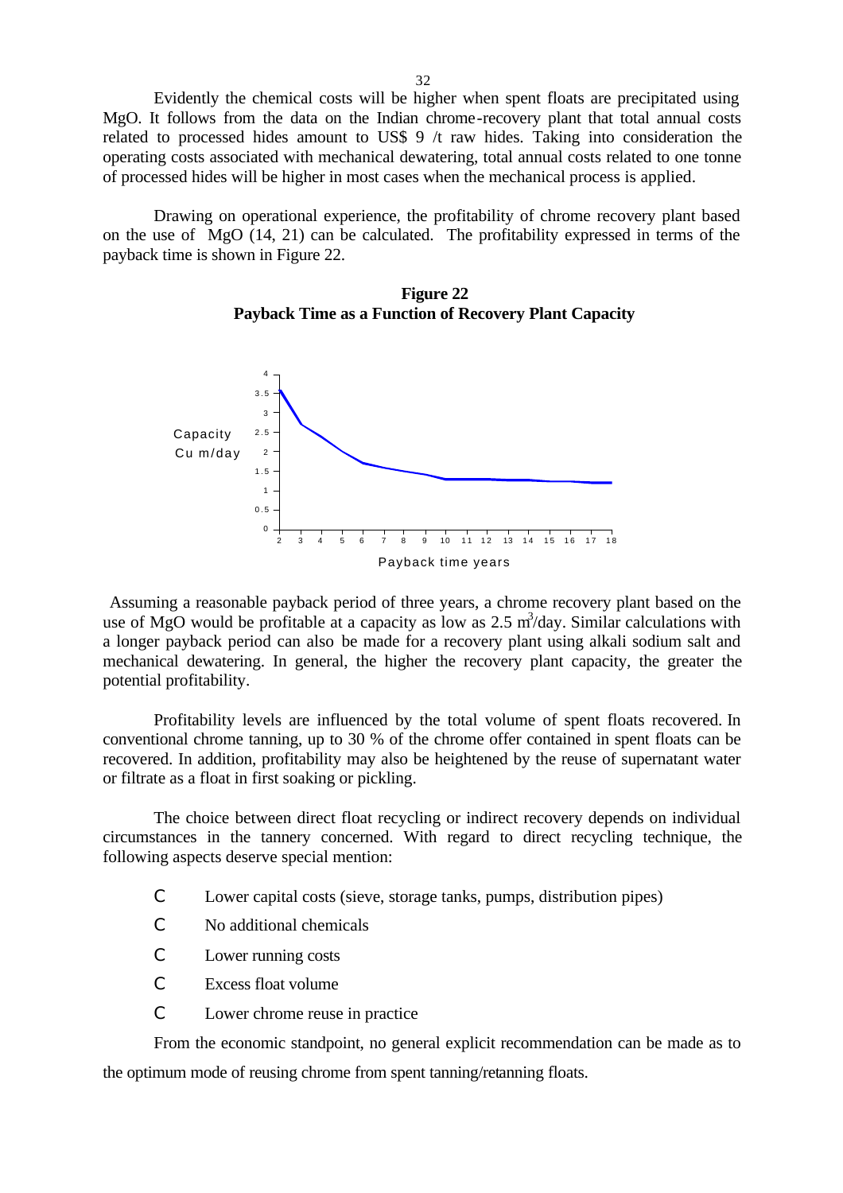Evidently the chemical costs will be higher when spent floats are precipitated using MgO. It follows from the data on the Indian chrome-recovery plant that total annual costs related to processed hides amount to US$ 9 /t raw hides. Taking into consideration the operating costs associated with mechanical dewatering, total annual costs related to one tonne of processed hides will be higher in most cases when the mechanical process is applied.

Drawing on operational experience, the profitability of chrome recovery plant based on the use of MgO (14, 21) can be calculated. The profitability expressed in terms of the payback time is shown in Figure 22.

**Figure 22**
**Payback Time as a Function of Recovery Plant Capacity**

Assuming a reasonable payback period of three years, a chrome recovery plant based on the use of MgO would be profitable at a capacity as low as 2.5 $m^3$/day. Similar calculations with a longer payback period can also be made for a recovery plant using alkali sodium salt and mechanical dewatering. In general, the higher the recovery plant capacity, the greater the potential profitability.

Profitability levels are influenced by the total volume of spent floats recovered. In conventional chrome tanning, up to 30 % of the chrome offer contained in spent floats can be recovered. In addition, profitability may also be heightened by the reuse of supernatant water or filtrate as a float in first soaking or pickling.

The choice between direct float recycling or indirect recovery depends on individual circumstances in the tannery concerned. With regard to direct recycling technique, the following aspects deserve special mention:

- Lower capital costs (sieve, storage tanks, pumps, distribution pipes)
- No additional chemicals
- Lower running costs
- Excess float volume
- Lower chrome reuse in practice

From the economic standpoint, no general explicit recommendation can be made as to the optimum mode of reusing chrome from spent tanning/retanning floats.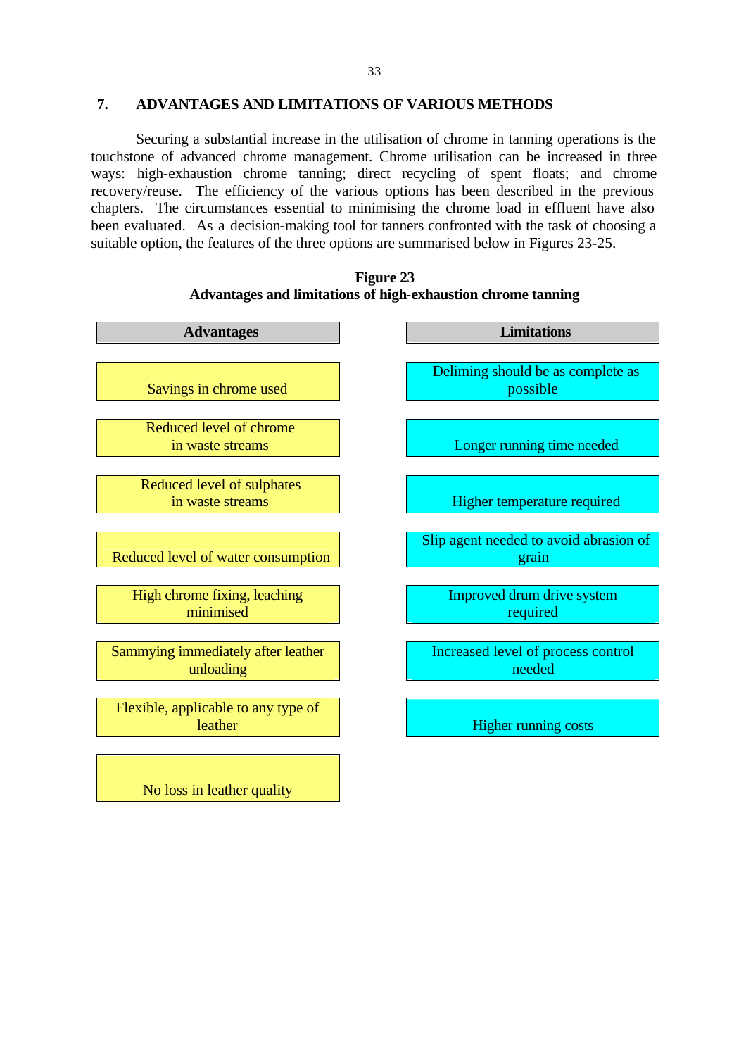## 7. ADVANTAGES AND LIMITATIONS OF VARIOUS METHODS

Securing a substantial increase in the utilisation of chrome in tanning operations is the touchstone of advanced chrome management. Chrome utilisation can be increased in three ways: high-exhaustion chrome tanning; direct recycling of spent floats; and chrome recovery/reuse. The efficiency of the various options has been described in the previous chapters. The circumstances essential to minimising the chrome load in effluent have also been evaluated. As a decision-making tool for tanners confronted with the task of choosing a suitable option, the features of the three options are summarised below in Figures 23-25.

**Figure 23**
**Advantages and limitations of high-exhaustion chrome tanning**

| Advantages | Limitations |
|---|---|
| Savings in chrome used | Deliming should be as complete as possible |
| Reduced level of chrome in waste streams | Longer running time needed |
| Reduced level of sulphates in waste streams | Higher temperature required |
| Reduced level of water consumption | Slip agent needed to avoid abrasion of grain |
| High chrome fixing, leaching minimised | Improved drum drive system required |
| Sammying immediately after leather unloading | Increased level of process control needed |
| Flexible, applicable to any type of leather | Higher running costs |
| No loss in leather quality | |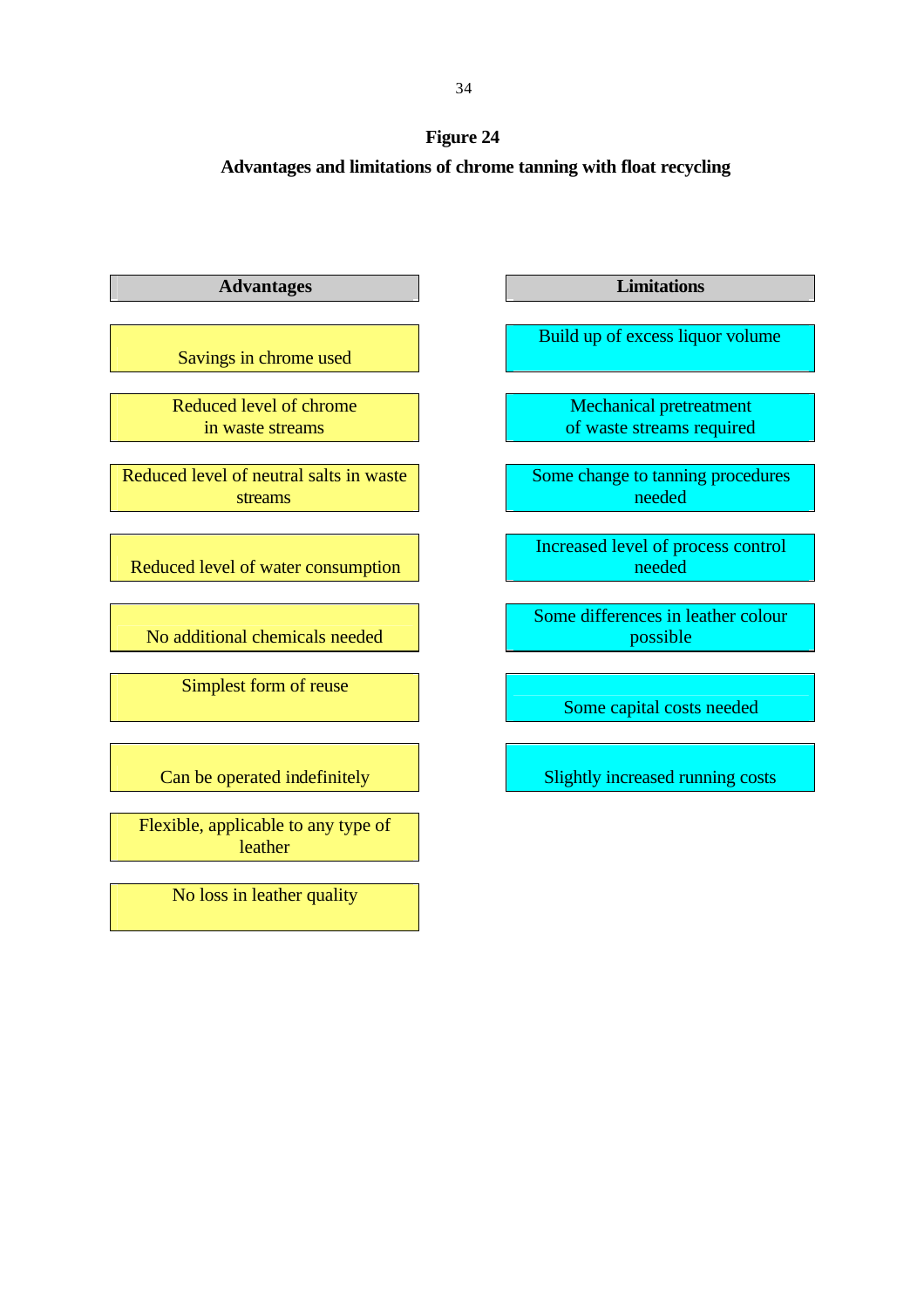**Figure 24**

**Advantages and limitations of chrome tanning with float recycling**

| Advantages | Limitations |
|---|---|
| Savings in chrome used | Build up of excess liquor volume |
| Reduced level of chrome in waste streams | Mechanical pretreatment of waste streams required |
| Reduced level of neutral salts in waste streams | Some change to tanning procedures needed |
| Reduced level of water consumption | Increased level of process control needed |
| No additional chemicals needed | Some differences in leather colour possible |
| Simplest form of reuse | Some capital costs needed |
| Can be operated indefinitely | Slightly increased running costs |
| Flexible, applicable to any type of leather | |
| No loss in leather quality | |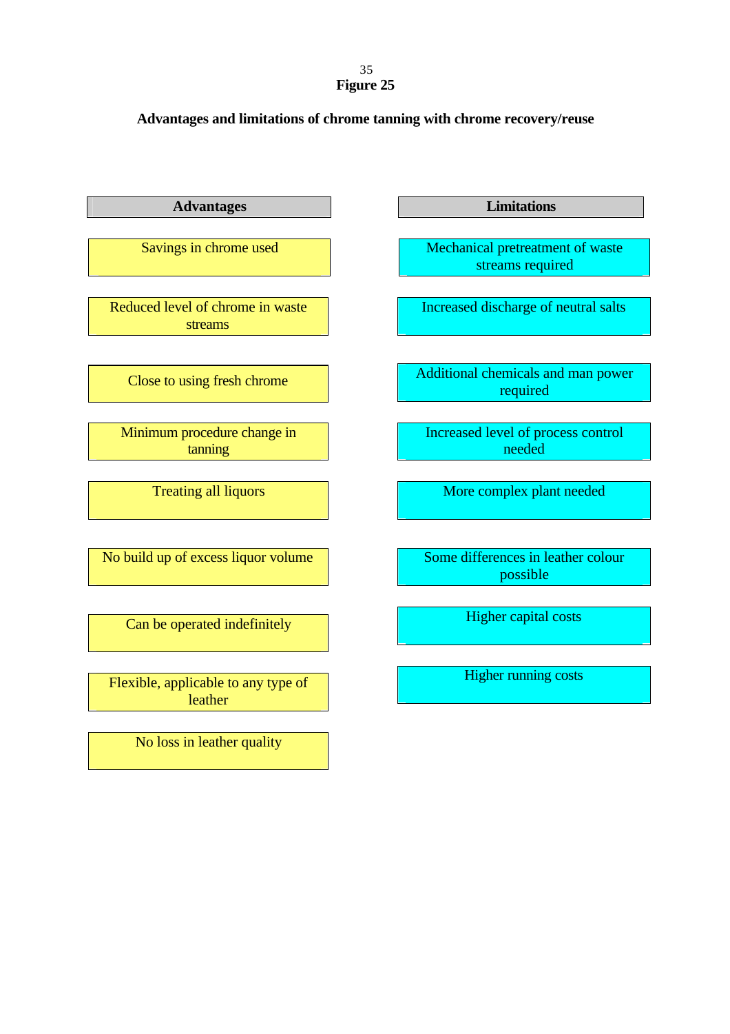**Figure 25**

**Advantages and limitations of chrome tanning with chrome recovery/reuse**

| Advantages | Limitations |
|---|---|
| Savings in chrome used | Mechanical pretreatment of waste streams required |
| Reduced level of chrome in waste streams | Increased discharge of neutral salts |
| Close to using fresh chrome | Additional chemicals and man power required |
| Minimum procedure change in tanning | Increased level of process control needed |
| Treating all liquors | More complex plant needed |
| No build up of excess liquor volume | Some differences in leather colour possible |
| Can be operated indefinitely | Higher capital costs |
| Flexible, applicable to any type of leather | Higher running costs |
| No loss in leather quality | |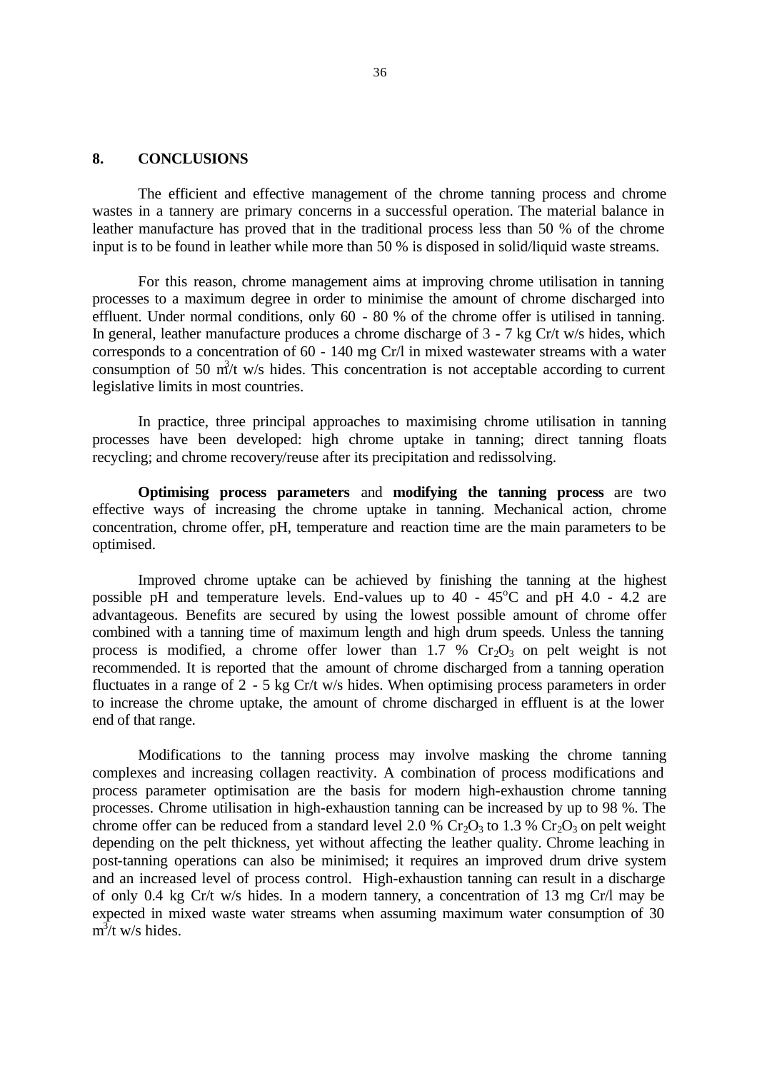## 8. CONCLUSIONS

The efficient and effective management of the chrome tanning process and chrome wastes in a tannery are primary concerns in a successful operation. The material balance in leather manufacture has proved that in the traditional process less than 50 % of the chrome input is to be found in leather while more than 50 % is disposed in solid/liquid waste streams.

For this reason, chrome management aims at improving chrome utilisation in tanning processes to a maximum degree in order to minimise the amount of chrome discharged into effluent. Under normal conditions, only 60 - 80 % of the chrome offer is utilised in tanning. In general, leather manufacture produces a chrome discharge of 3 - 7 kg Cr/t w/s hides, which corresponds to a concentration of 60 - 140 mg Cr/l in mixed wastewater streams with a water consumption of 50 $m^3$/t w/s hides. This concentration is not acceptable according to current legislative limits in most countries.

In practice, three principal approaches to maximising chrome utilisation in tanning processes have been developed: high chrome uptake in tanning; direct tanning floats recycling; and chrome recovery/reuse after its precipitation and redissolving.

**Optimising process parameters** and **modifying the tanning process** are two effective ways of increasing the chrome uptake in tanning. Mechanical action, chrome concentration, chrome offer, pH, temperature and reaction time are the main parameters to be optimised.

Improved chrome uptake can be achieved by finishing the tanning at the highest possible pH and temperature levels. End-values up to 40 - 45$^{o}$C and pH 4.0 - 4.2 are advantageous. Benefits are secured by using the lowest possible amount of chrome offer combined with a tanning time of maximum length and high drum speeds. Unless the tanning process is modified, a chrome offer lower than 1.7 % $Cr_2O_3$ on pelt weight is not recommended. It is reported that the amount of chrome discharged from a tanning operation fluctuates in a range of 2 - 5 kg Cr/t w/s hides. When optimising process parameters in order to increase the chrome uptake, the amount of chrome discharged in effluent is at the lower end of that range.

Modifications to the tanning process may involve masking the chrome tanning complexes and increasing collagen reactivity. A combination of process modifications and process parameter optimisation are the basis for modern high-exhaustion chrome tanning processes. Chrome utilisation in high-exhaustion tanning can be increased by up to 98 %. The chrome offer can be reduced from a standard level 2.0 % $Cr_2O_3$ to 1.3 % $Cr_2O_3$ on pelt weight depending on the pelt thickness, yet without affecting the leather quality. Chrome leaching in post-tanning operations can also be minimised; it requires an improved drum drive system and an increased level of process control. High-exhaustion tanning can result in a discharge of only 0.4 kg Cr/t w/s hides. In a modern tannery, a concentration of 13 mg Cr/l may be expected in mixed waste water streams when assuming maximum water consumption of 30 $m^3$/t w/s hides.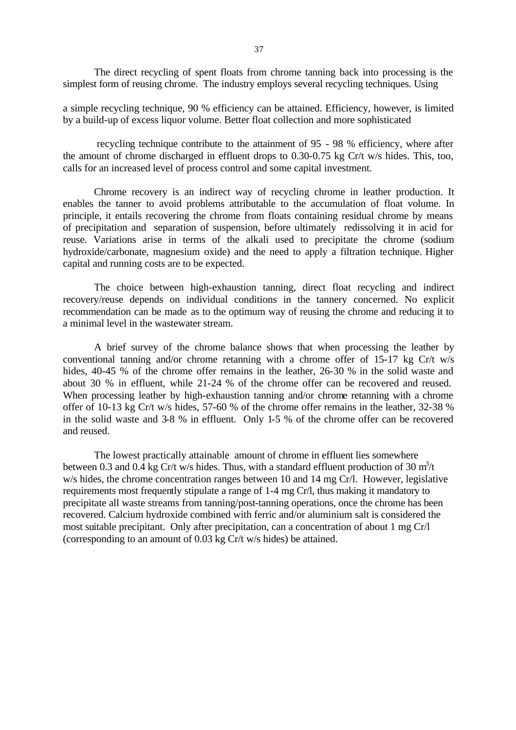The direct recycling of spent floats from chrome tanning back into processing is the simplest form of reusing chrome. The industry employs several recycling techniques. Using a simple recycling technique, 90 % efficiency can be attained. Efficiency, however, is limited by a build-up of excess liquor volume. Better float collection and more sophisticated recycling technique contribute to the attainment of 95 - 98 % efficiency, where after the amount of chrome discharged in effluent drops to 0.30-0.75 kg Cr/t w/s hides. This, too, calls for an increased level of process control and some capital investment.

Chrome recovery is an indirect way of recycling chrome in leather production. It enables the tanner to avoid problems attributable to the accumulation of float volume. In principle, it entails recovering the chrome from floats containing residual chrome by means of precipitation and separation of suspension, before ultimately redissolving it in acid for reuse. Variations arise in terms of the alkali used to precipitate the chrome (sodium hydroxide/carbonate, magnesium oxide) and the need to apply a filtration technique. Higher capital and running costs are to be expected.

The choice between high-exhaustion tanning, direct float recycling and indirect recovery/reuse depends on individual conditions in the tannery concerned. No explicit recommendation can be made as to the optimum way of reusing the chrome and reducing it to a minimal level in the wastewater stream.

A brief survey of the chrome balance shows that when processing the leather by conventional tanning and/or chrome retanning with a chrome offer of 15-17 kg Cr/t w/s hides, 40-45 % of the chrome offer remains in the leather, 26-30 % in the solid waste and about 30 % in effluent, while 21-24 % of the chrome offer can be recovered and reused. When processing leather by high-exhaustion tanning and/or chrome retanning with a chrome offer of 10-13 kg Cr/t w/s hides, 57-60 % of the chrome offer remains in the leather, 32-38 % in the solid waste and 3-8 % in effluent. Only 1-5 % of the chrome offer can be recovered and reused.

The lowest practically attainable amount of chrome in effluent lies somewhere between 0.3 and 0.4 kg Cr/t w/s hides. Thus, with a standard effluent production of 30 $m^3$/t w/s hides, the chrome concentration ranges between 10 and 14 mg Cr/l. However, legislative requirements most frequently stipulate a range of 1-4 mg Cr/l, thus making it mandatory to precipitate all waste streams from tanning/post-tanning operations, once the chrome has been recovered. Calcium hydroxide combined with ferric and/or aluminium salt is considered the most suitable precipitant. Only after precipitation, can a concentration of about 1 mg Cr/l (corresponding to an amount of 0.03 kg Cr/t w/s hides) be attained.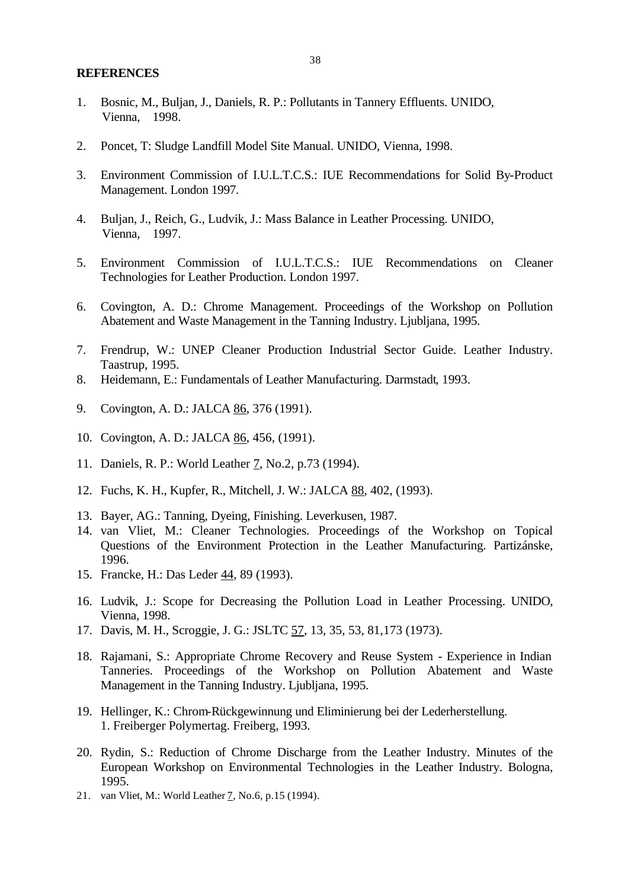**REFERENCES**

1. Bosnic, M., Buljan, J., Daniels, R. P.: Pollutants in Tannery Effluents. UNIDO, Vienna, 1998.

2. Poncet, T: Sludge Landfill Model Site Manual. UNIDO, Vienna, 1998.

3. Environment Commission of I.U.L.T.C.S.: IUE Recommendations for Solid By-Product Management. London 1997.

4. Buljan, J., Reich, G., Ludvik, J.: Mass Balance in Leather Processing. UNIDO, Vienna, 1997.

5. Environment Commission of I.U.L.T.C.S.: IUE Recommendations on Cleaner Technologies for Leather Production. London 1997.

6. Covington, A. D.: Chrome Management. Proceedings of the Workshop on Pollution Abatement and Waste Management in the Tanning Industry. Ljubljana, 1995.

7. Frendrup, W.: UNEP Cleaner Production Industrial Sector Guide. Leather Industry. Taastrup, 1995.
8. Heidemann, E.: Fundamentals of Leather Manufacturing. Darmstadt, 1993.

9. Covington, A. D.: JALCA 86, 376 (1991).

10. Covington, A. D.: JALCA 86, 456, (1991).

11. Daniels, R. P.: World Leather 7, No.2, p.73 (1994).

12. Fuchs, K. H., Kupfer, R., Mitchell, J. W.: JALCA 88, 402, (1993).

13. Bayer, AG.: Tanning, Dyeing, Finishing. Leverkusen, 1987.
14. van Vliet, M.: Cleaner Technologies. Proceedings of the Workshop on Topical Questions of the Environment Protection in the Leather Manufacturing. Partizánske, 1996.
15. Francke, H.: Das Leder 44, 89 (1993).

16. Ludvik, J.: Scope for Decreasing the Pollution Load in Leather Processing. UNIDO, Vienna, 1998.
17. Davis, M. H., Scroggie, J. G.: JSLTC 57, 13, 35, 53, 81,173 (1973).

18. Rajamani, S.: Appropriate Chrome Recovery and Reuse System - Experience in Indian Tanneries. Proceedings of the Workshop on Pollution Abatement and Waste Management in the Tanning Industry. Ljubljana, 1995.

19. Hellinger, K.: Chrom-Rückgewinnung und Eliminierung bei der Lederherstellung. 1. Freiberger Polymertag. Freiberg, 1993.

20. Rydin, S.: Reduction of Chrome Discharge from the Leather Industry. Minutes of the European Workshop on Environmental Technologies in the Leather Industry. Bologna, 1995.
21. van Vliet, M.: World Leather 7, No.6, p.15 (1994).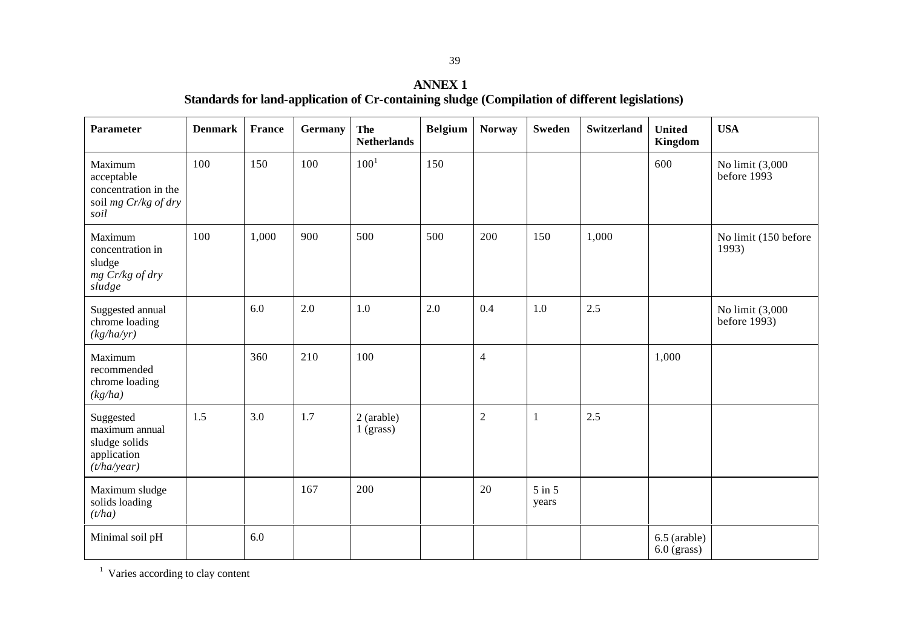## ANNEX 1

### Standards for land-application of Cr-containing sludge (Compilation of different legislations)

| Parameter | Denmark | France | Germany | The Netherlands | Belgium | Norway | Sweden | Switzerland | United Kingdom | USA |
|---|---|---|---|---|---|---|---|---|---|---|
| Maximum acceptable concentration in the soil *mg Cr/kg of dry soil* | 100 | 150 | 100 | 100[1] | 150 | | | | 600 | No limit (3,000 before 1993 |
| Maximum concentration in sludge *mg Cr/kg of dry sludge* | 100 | 1,000 | 900 | 500 | 500 | 200 | 150 | 1,000 | | No limit (150 before 1993) |
| Suggested annual chrome loading *(kg/ha/yr)* | | 6.0 | 2.0 | 1.0 | 2.0 | 0.4 | 1.0 | 2.5 | | No limit (3,000 before 1993) |
| Maximum recommended chrome loading *(kg/ha)* | | 360 | 210 | 100 | | 4 | | | 1,000 | |
| Suggested maximum annual sludge solids application *(t/ha/year)* | 1.5 | 3.0 | 1.7 | 2 (arable) 1 (grass) | | 2 | 1 | 2.5 | | |
| Maximum sludge solids loading *(t/ha)* | | | 167 | 200 | | 20 | 5 in 5 years | | | |
| Minimal soil pH | | 6.0 | | | | | | | 6.5 (arable) 6.0 (grass) | |

[1] Varies according to clay content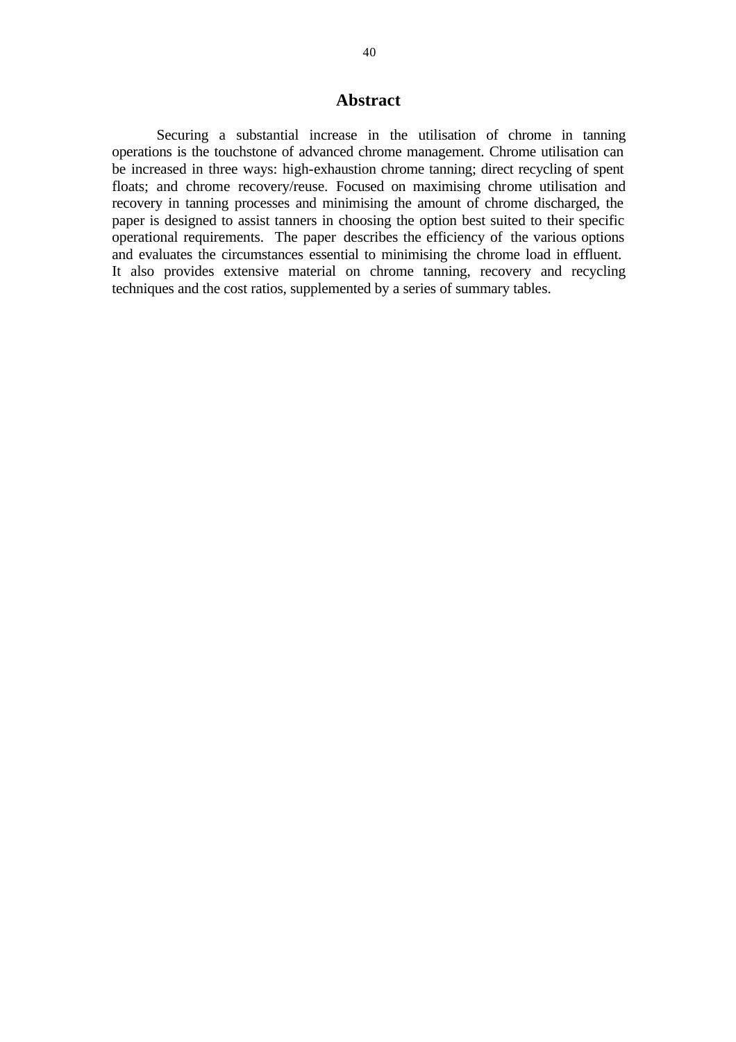# Abstract

Securing a substantial increase in the utilisation of chrome in tanning operations is the touchstone of advanced chrome management. Chrome utilisation can be increased in three ways: high-exhaustion chrome tanning; direct recycling of spent floats; and chrome recovery/reuse. Focused on maximising chrome utilisation and recovery in tanning processes and minimising the amount of chrome discharged, the paper is designed to assist tanners in choosing the option best suited to their specific operational requirements. The paper describes the efficiency of the various options and evaluates the circumstances essential to minimising the chrome load in effluent. It also provides extensive material on chrome tanning, recovery and recycling techniques and the cost ratios, supplemented by a series of summary tables.